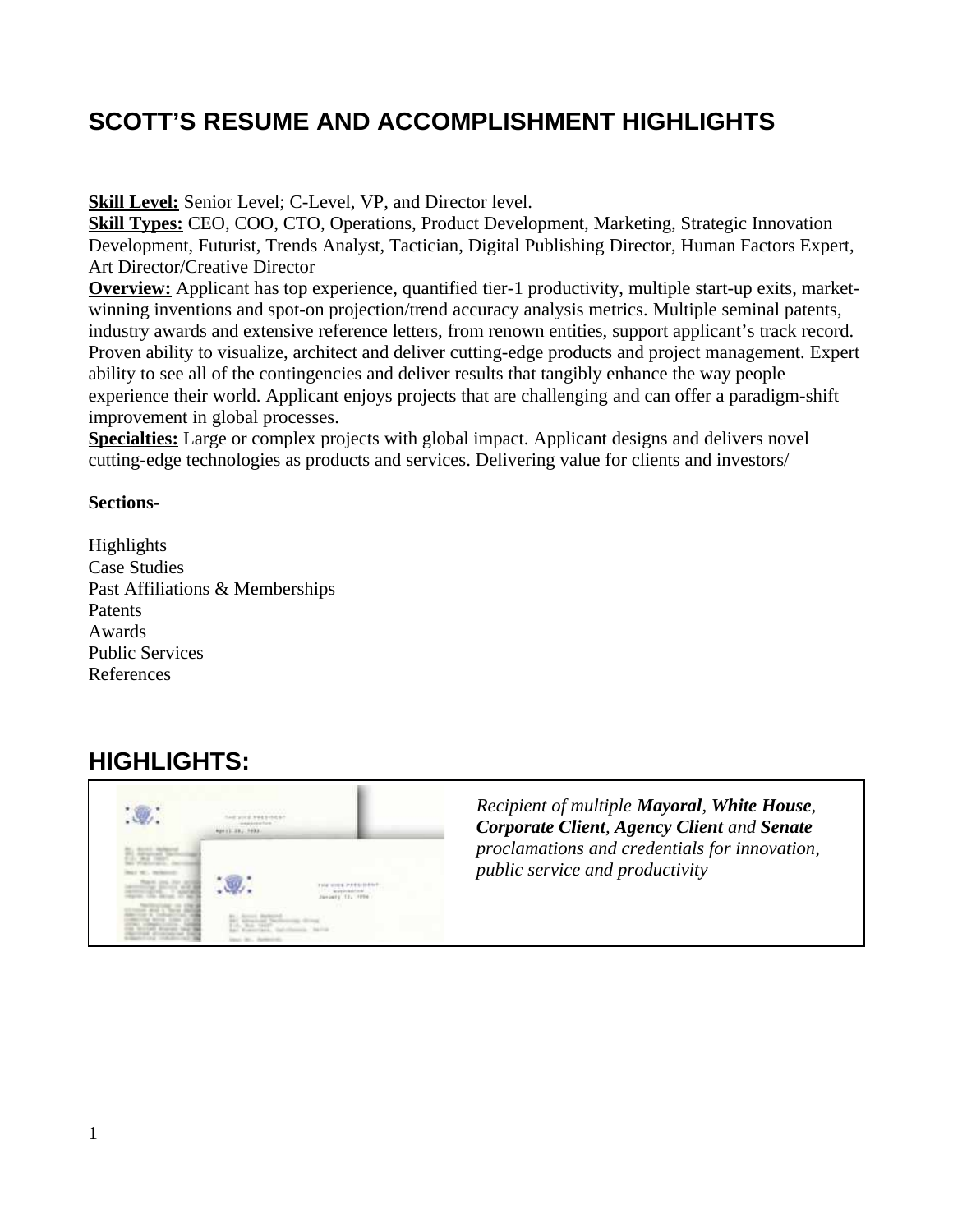# SCOTT'S RESUME AND ACCOMPLISHMENT HIGHLIGHTS

**Skill Level:** Senior Level; C-Level, VP, and Director level.
**Skill Types:** CEO, COO, CTO, Operations, Product Development, Marketing, Strategic Innovation Development, Futurist, Trends Analyst, Tactician, Digital Publishing Director, Human Factors Expert, Art Director/Creative Director
**Overview:** Applicant has top experience, quantified tier-1 productivity, multiple start-up exits, market-winning inventions and spot-on projection/trend accuracy analysis metrics. Multiple seminal patents, industry awards and extensive reference letters, from renown entities, support applicant's track record. Proven ability to visualize, architect and deliver cutting-edge products and project management. Expert ability to see all of the contingencies and deliver results that tangibly enhance the way people experience their world. Applicant enjoys projects that are challenging and can offer a paradigm-shift improvement in global processes.
**Specialties:** Large or complex projects with global impact. Applicant designs and delivers novel cutting-edge technologies as products and services. Delivering value for clients and investors/

**Sections-**

Highlights
Case Studies
Past Affiliations & Memberships
Patents
Awards
Public Services
References

## HIGHLIGHTS:

| | |
|---|---|
| | *Recipient of multiple **Mayoral**, **White House**, **Corporate Client**, **Agency Client** and **Senate** proclamations and credentials for innovation, public service and productivity* |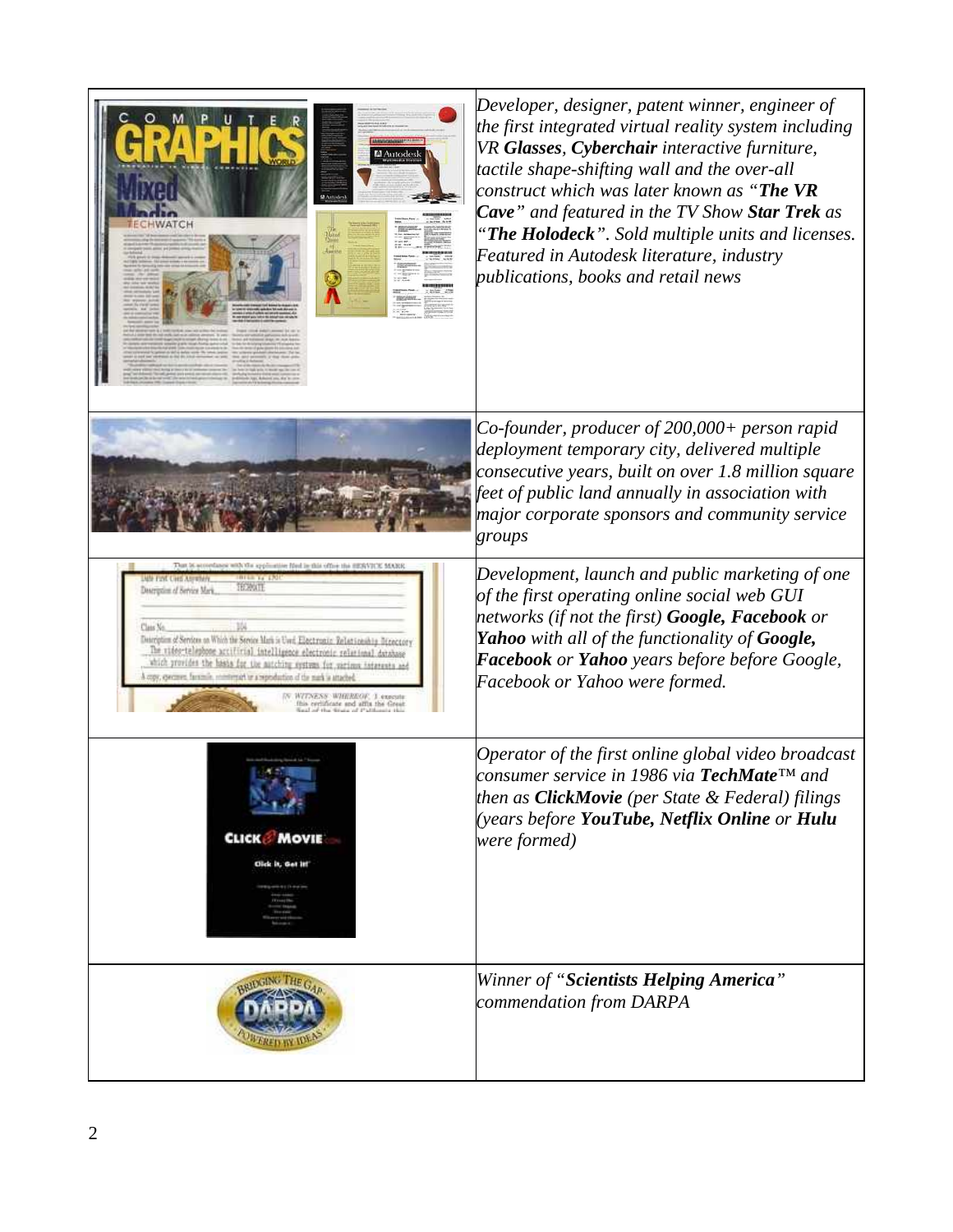| | |
|---|---|
| | *Developer, designer, patent winner, engineer of the first integrated virtual reality system including VR **Glasses**, **Cyberchair** interactive furniture, tactile shape-shifting wall and the over-all construct which was later known as "**The VR Cave**" and featured in the TV Show **Star Trek** as "**The Holodeck**". Sold multiple units and licenses. Featured in Autodesk literature, industry publications, books and retail news* |
| | *Co-founder, producer of 200,000+ person rapid deployment temporary city, delivered multiple consecutive years, built on over 1.8 million square feet of public land annually in association with major corporate sponsors and community service groups* |
| | *Development, launch and public marketing of one of the first operating online social web GUI networks (if not the first) **Google, Facebook** or **Yahoo** with all of the functionality of **Google, Facebook** or **Yahoo** years before before Google, Facebook or Yahoo were formed.* |
| | *Operator of the first online global video broadcast consumer service in 1986 via **TechMate**™ and then as **ClickMovie** (per State & Federal) filings (years before **YouTube, Netflix Online** or **Hulu** were formed)* |
| | *Winner of "**Scientists Helping America**" commendation from DARPA* |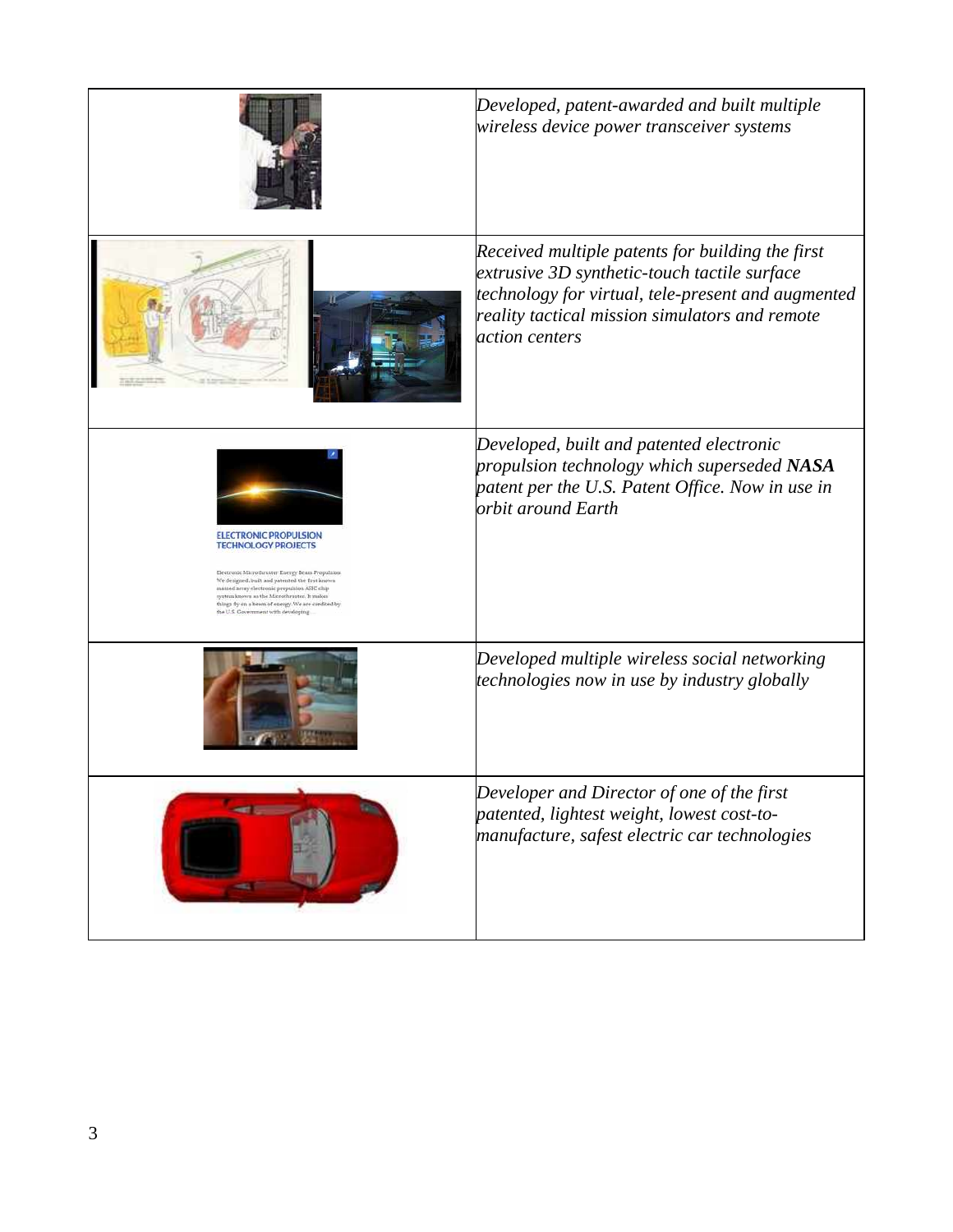| | |
|---|---|
| | *Developed, patent-awarded and built multiple wireless device power transceiver systems* |
| | *Received multiple patents for building the first extrusive 3D synthetic-touch tactile surface technology for virtual, tele-present and augmented reality tactical mission simulators and remote action centers* |
| | *Developed, built and patented electronic propulsion technology which superseded **NASA** patent per the U.S. Patent Office. Now in use in orbit around Earth* |
| | *Developed multiple wireless social networking technologies now in use by industry globally* |
| | *Developer and Director of one of the first patented, lightest weight, lowest cost-to-manufacture, safest electric car technologies* |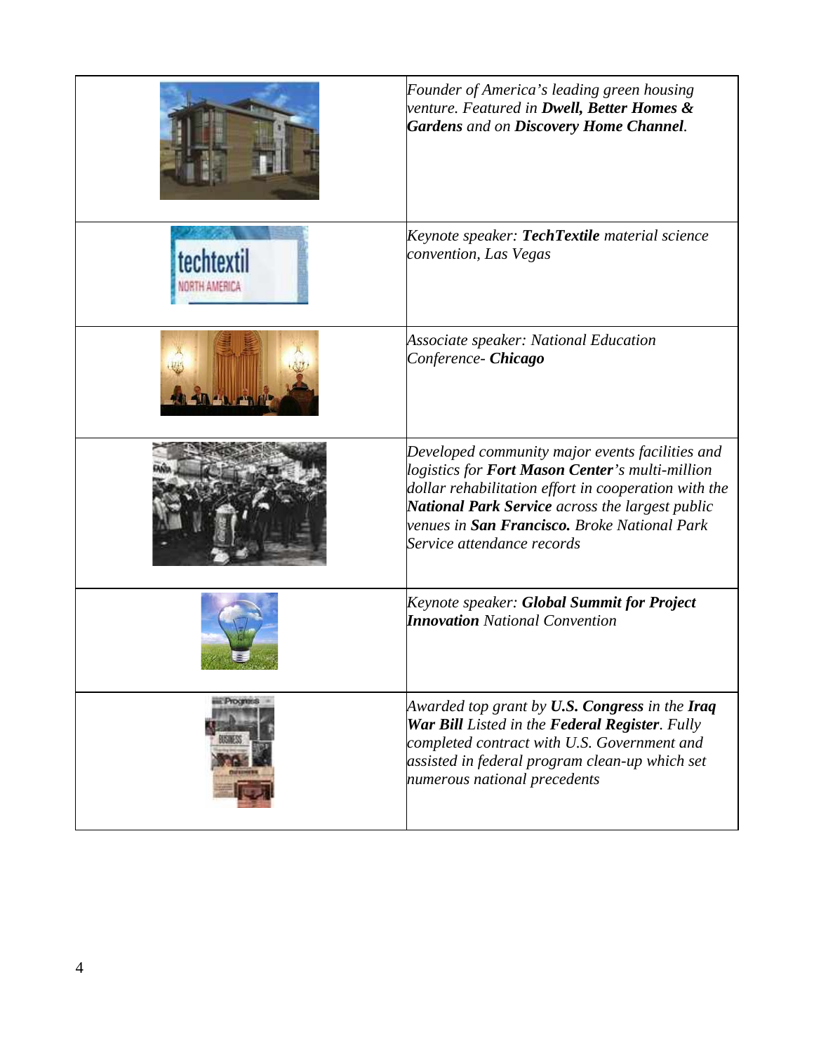| | |
|---|---|
| | *Founder of America's leading green housing venture. Featured in* ***Dwell, Better Homes & Gardens*** *and on* ***Discovery Home Channel****.* |
| | *Keynote speaker:* ***TechTextile*** *material science convention, Las Vegas* |
| | *Associate speaker: National Education Conference-* ***Chicago*** |
| | *Developed community major events facilities and logistics for* ***Fort Mason Center****'s multi-million dollar rehabilitation effort in cooperation with the* ***National Park Service*** *across the largest public venues in* ***San Francisco.*** *Broke National Park Service attendance records* |
| | *Keynote speaker:* ***Global Summit for Project Innovation*** *National Convention* |
| | *Awarded top grant by* ***U.S. Congress*** *in the* ***Iraq War Bill*** *Listed in the* ***Federal Register****. Fully completed contract with U.S. Government and assisted in federal program clean-up which set numerous national precedents* |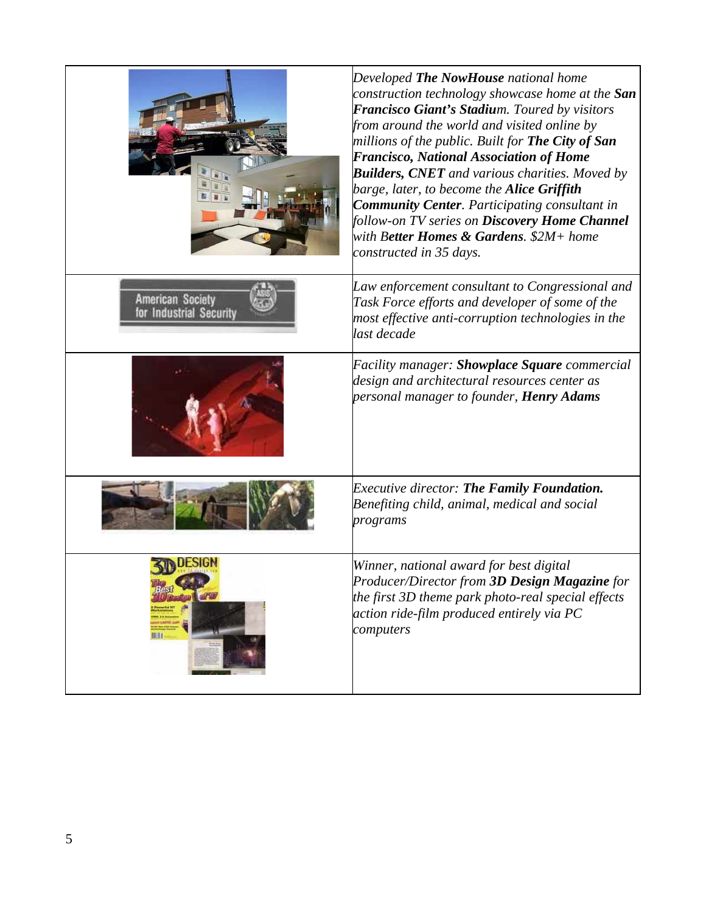| | |
|---|---|
| | *Developed **The NowHouse** national home construction technology showcase home at the **San Francisco Giant's Stadiu**m. Toured by visitors from around the world and visited online by millions of the public. Built for **The City of San Francisco, National Association of Home Builders, CNET** and various charities. Moved by barge, later, to become the **Alice Griffith Community Center**. Participating consultant in follow-on TV series on **Discovery Home Channel** with B**etter Homes & Gardens**. $2M+ home constructed in 35 days.* |
| American Society for Industrial Security | *Law enforcement consultant to Congressional and Task Force efforts and developer of some of the most effective anti-corruption technologies in the last decade* |
| | *Facility manager: **Showplace Square** commercial design and architectural resources center as personal manager to founder, **Henry Adams*** |
| | *Executive director: **The Family Foundation.** Benefiting child, animal, medical and social programs* |
| | *Winner, national award for best digital Producer/Director from **3D Design Magazine** for the first 3D theme park photo-real special effects action ride-film produced entirely via PC computers* |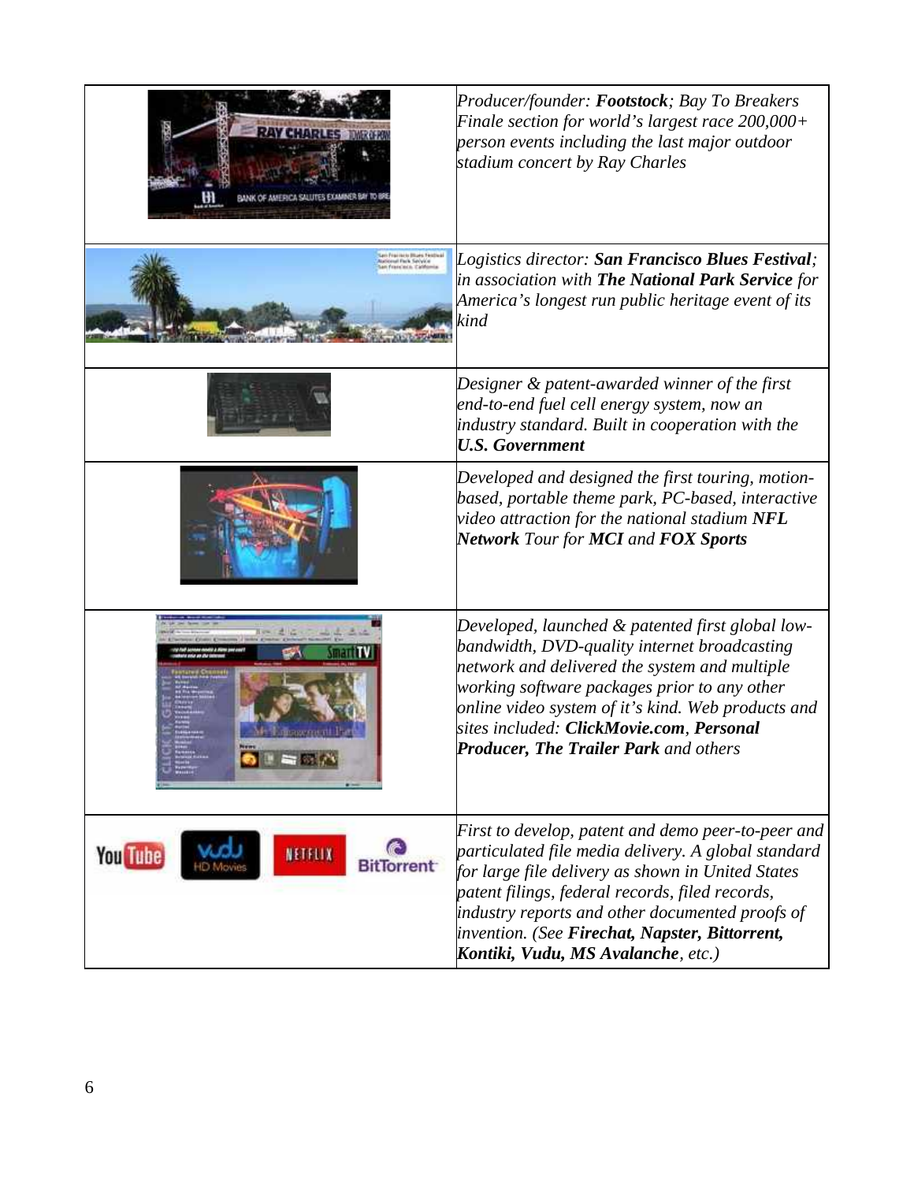| | |
|---|---|
| | *Producer/founder: **Footstock**; Bay To Breakers Finale section for world's largest race 200,000+ person events including the last major outdoor stadium concert by Ray Charles* |
| | *Logistics director: **San Francisco Blues Festival**; in association with **The National Park Service** for America's longest run public heritage event of its kind* |
| | *Designer & patent-awarded winner of the first end-to-end fuel cell energy system, now an industry standard. Built in cooperation with the **U.S. Government*** |
| | *Developed and designed the first touring, motion-based, portable theme park, PC-based, interactive video attraction for the national stadium **NFL Network** Tour for **MCI** and **FOX Sports*** |
| | *Developed, launched & patented first global low-bandwidth, DVD-quality internet broadcasting network and delivered the system and multiple working software packages prior to any other online video system of it's kind. Web products and sites included: **ClickMovie.com**, **Personal Producer, The Trailer Park** and others* |
| | *First to develop, patent and demo peer-to-peer and particulated file media delivery. A global standard for large file delivery as shown in United States patent filings, federal records, filed records, industry reports and other documented proofs of invention. (See **Firechat, Napster, Bittorrent, Kontiki, Vudu, MS Avalanche**, etc.)* |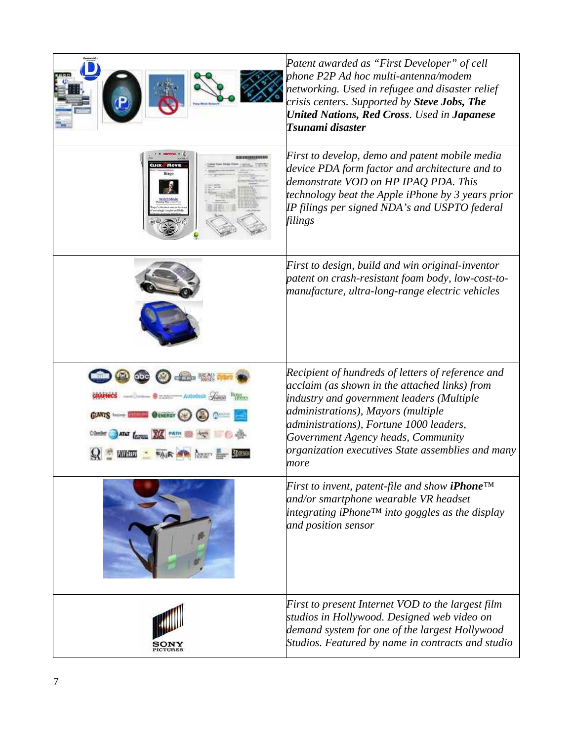| | |
|---|---|
| | *Patent awarded as "First Developer" of cell phone P2P Ad hoc multi-antenna/modem networking. Used in refugee and disaster relief crisis centers. Supported by **Steve Jobs, The United Nations, Red Cross**. Used in **Japanese Tsunami disaster*** |
| | *First to develop, demo and patent mobile media device PDA form factor and architecture and to demonstrate VOD on HP IPAQ PDA. This technology beat the Apple iPhone by 3 years prior IP filings per signed NDA's and USPTO federal filings* |
| | *First to design, build and win original-inventor patent on crash-resistant foam body, low-cost-to-manufacture, ultra-long-range electric vehicles* |
| | *Recipient of hundreds of letters of reference and acclaim (as shown in the attached links) from industry and government leaders (Multiple administrations), Mayors (multiple administrations), Fortune 1000 leaders, Government Agency heads, Community organization executives State assemblies and many more* |
| | *First to invent, patent-file and show **iPhone**™ and/or smartphone wearable VR headset integrating iPhone™ into goggles as the display and position sensor* |
| | *First to present Internet VOD to the largest film studios in Hollywood. Designed web video on demand system for one of the largest Hollywood Studios. Featured by name in contracts and studio* |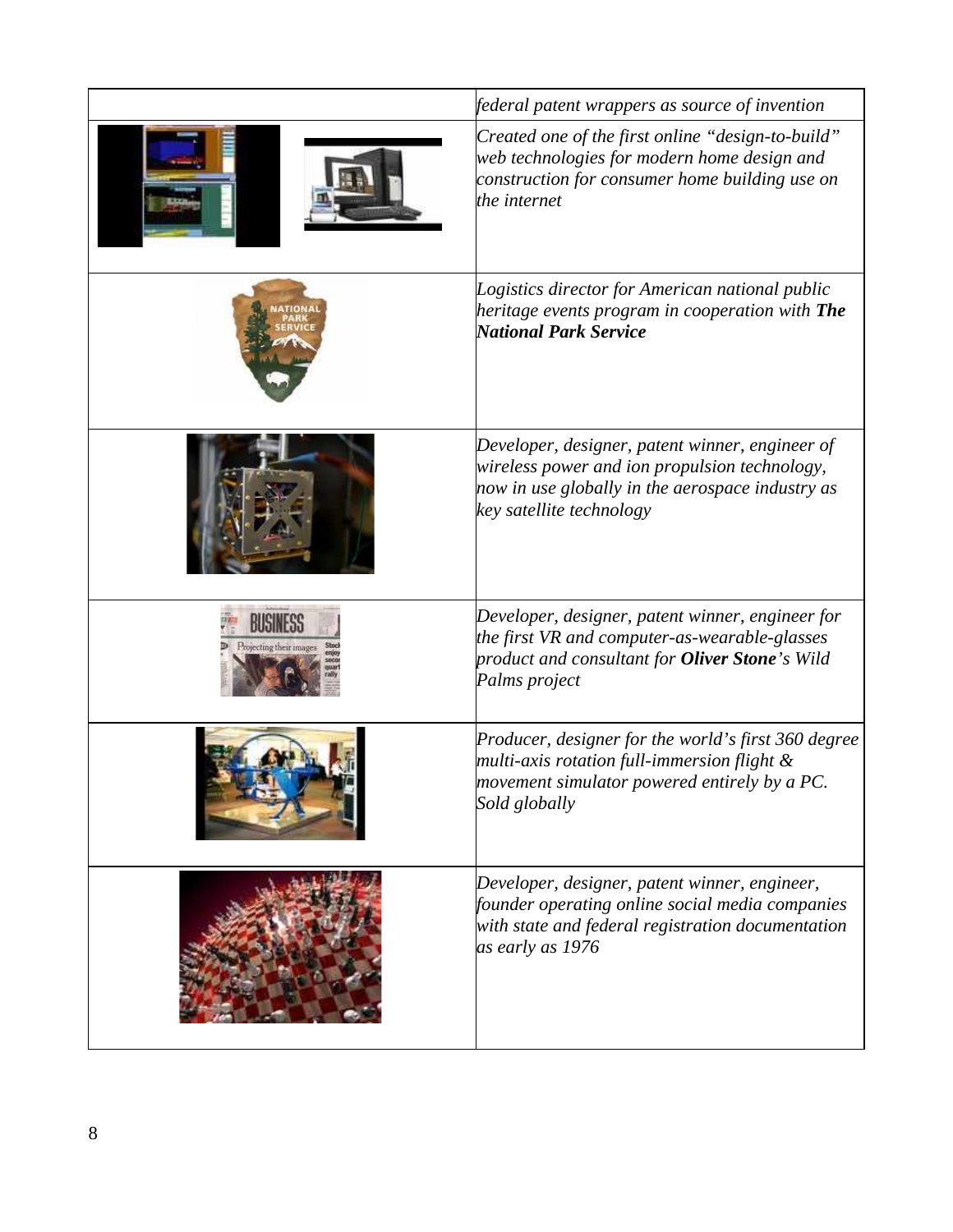| | |
|---|---|
| | *federal patent wrappers as source of invention* |
| | *Created one of the first online "design-to-build" web technologies for modern home design and construction for consumer home building use on the internet* |
| | *Logistics director for American national public heritage events program in cooperation with **The National Park Service*** |
| | *Developer, designer, patent winner, engineer of wireless power and ion propulsion technology, now in use globally in the aerospace industry as key satellite technology* |
| | *Developer, designer, patent winner, engineer for the first VR and computer-as-wearable-glasses product and consultant for **Oliver Stone**'s Wild Palms project* |
| | *Producer, designer for the world's first 360 degree multi-axis rotation full-immersion flight & movement simulator powered entirely by a PC. Sold globally* |
| | *Developer, designer, patent winner, engineer, founder operating online social media companies with state and federal registration documentation as early as 1976* |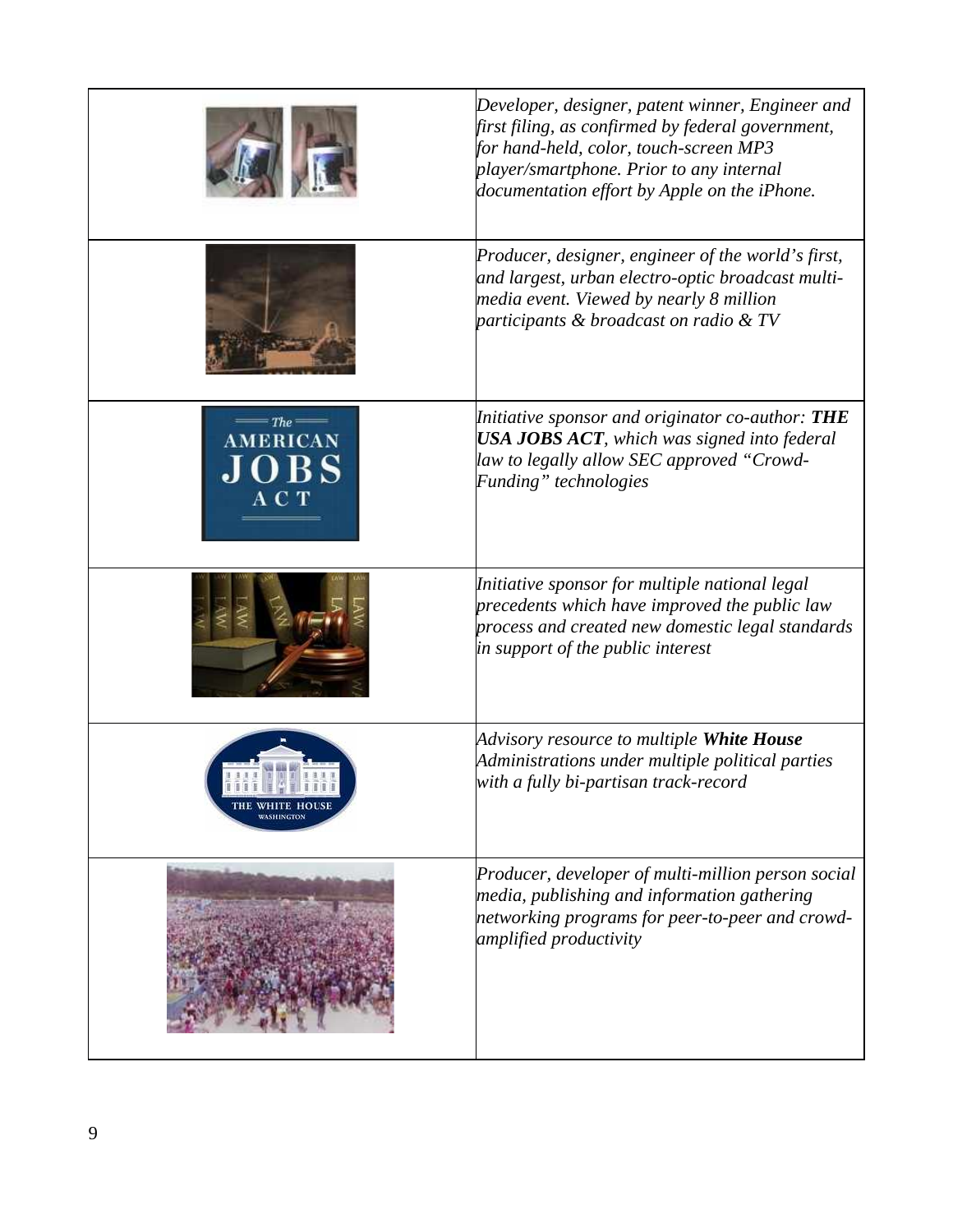| | |
|---|---|
| | *Developer, designer, patent winner, Engineer and first filing, as confirmed by federal government, for hand-held, color, touch-screen MP3 player/smartphone. Prior to any internal documentation effort by Apple on the iPhone.* |
| | *Producer, designer, engineer of the world's first, and largest, urban electro-optic broadcast multi-media event. Viewed by nearly 8 million participants & broadcast on radio & TV* |
| | *Initiative sponsor and originator co-author:* ***THE USA JOBS ACT****, which was signed into federal law to legally allow SEC approved "Crowd-Funding" technologies* |
| | *Initiative sponsor for multiple national legal precedents which have improved the public law process and created new domestic legal standards in support of the public interest* |
| | *Advisory resource to multiple* ***White House*** *Administrations under multiple political parties with a fully bi-partisan track-record* |
| | *Producer, developer of multi-million person social media, publishing and information gathering networking programs for peer-to-peer and crowd-amplified productivity* |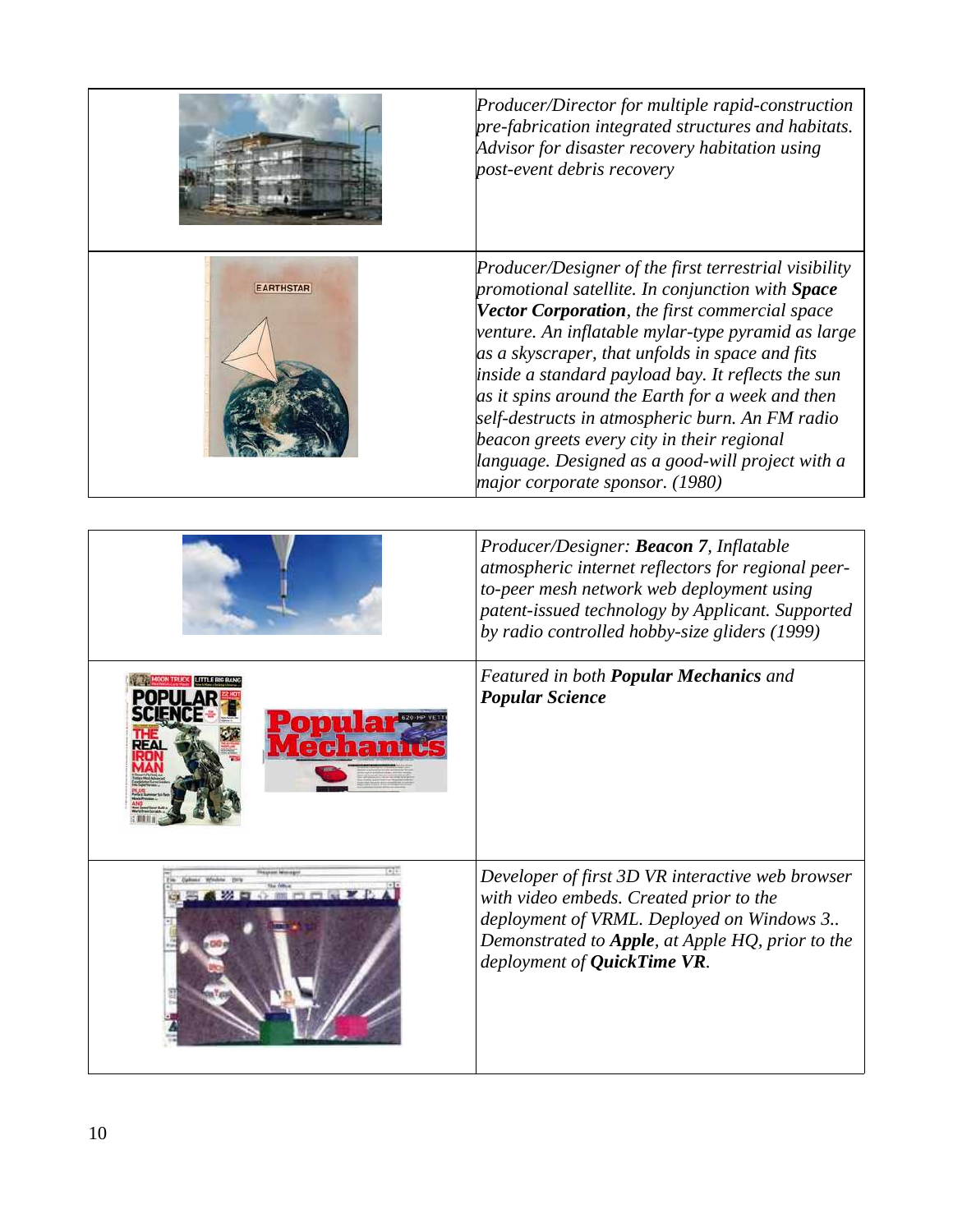| | |
|---|---|
| | *Producer/Director for multiple rapid-construction pre-fabrication integrated structures and habitats. Advisor for disaster recovery habitation using post-event debris recovery* |
| | *Producer/Designer of the first terrestrial visibility promotional satellite. In conjunction with **Space Vector Corporation**, the first commercial space venture. An inflatable mylar-type pyramid as large as a skyscraper, that unfolds in space and fits inside a standard payload bay. It reflects the sun as it spins around the Earth for a week and then self-destructs in atmospheric burn. An FM radio beacon greets every city in their regional language. Designed as a good-will project with a major corporate sponsor. (1980)* |

| | |
|---|---|
| | *Producer/Designer: **Beacon 7**, Inflatable atmospheric internet reflectors for regional peer-to-peer mesh network web deployment using patent-issued technology by Applicant. Supported by radio controlled hobby-size gliders (1999)* |
| | *Featured in both **Popular Mechanics** and **Popular Science*** |
| | *Developer of first 3D VR interactive web browser with video embeds. Created prior to the deployment of VRML. Deployed on Windows 3.. Demonstrated to **Apple**, at Apple HQ, prior to the deployment of **QuickTime VR**.* |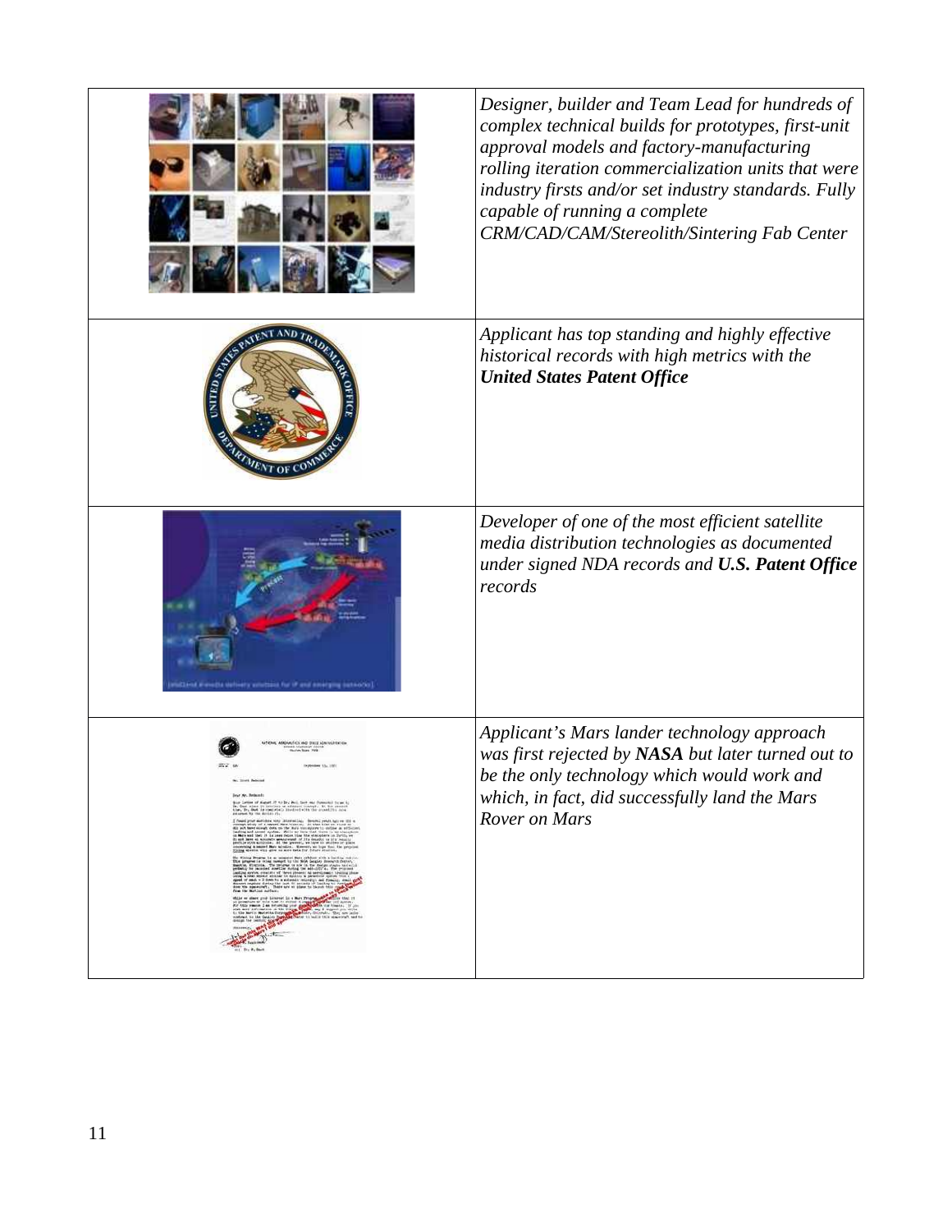| | |
|---|---|
| | *Designer, builder and Team Lead for hundreds of complex technical builds for prototypes, first-unit approval models and factory-manufacturing rolling iteration commercialization units that were industry firsts and/or set industry standards. Fully capable of running a complete CRM/CAD/CAM/Stereolith/Sintering Fab Center* |
| | *Applicant has top standing and highly effective historical records with high metrics with the **United States Patent Office*** |
| | *Developer of one of the most efficient satellite media distribution technologies as documented under signed NDA records and **U.S. Patent Office** records* |
| | *Applicant's Mars lander technology approach was first rejected by **NASA** but later turned out to be the only technology which would work and which, in fact, did successfully land the Mars Rover on Mars* |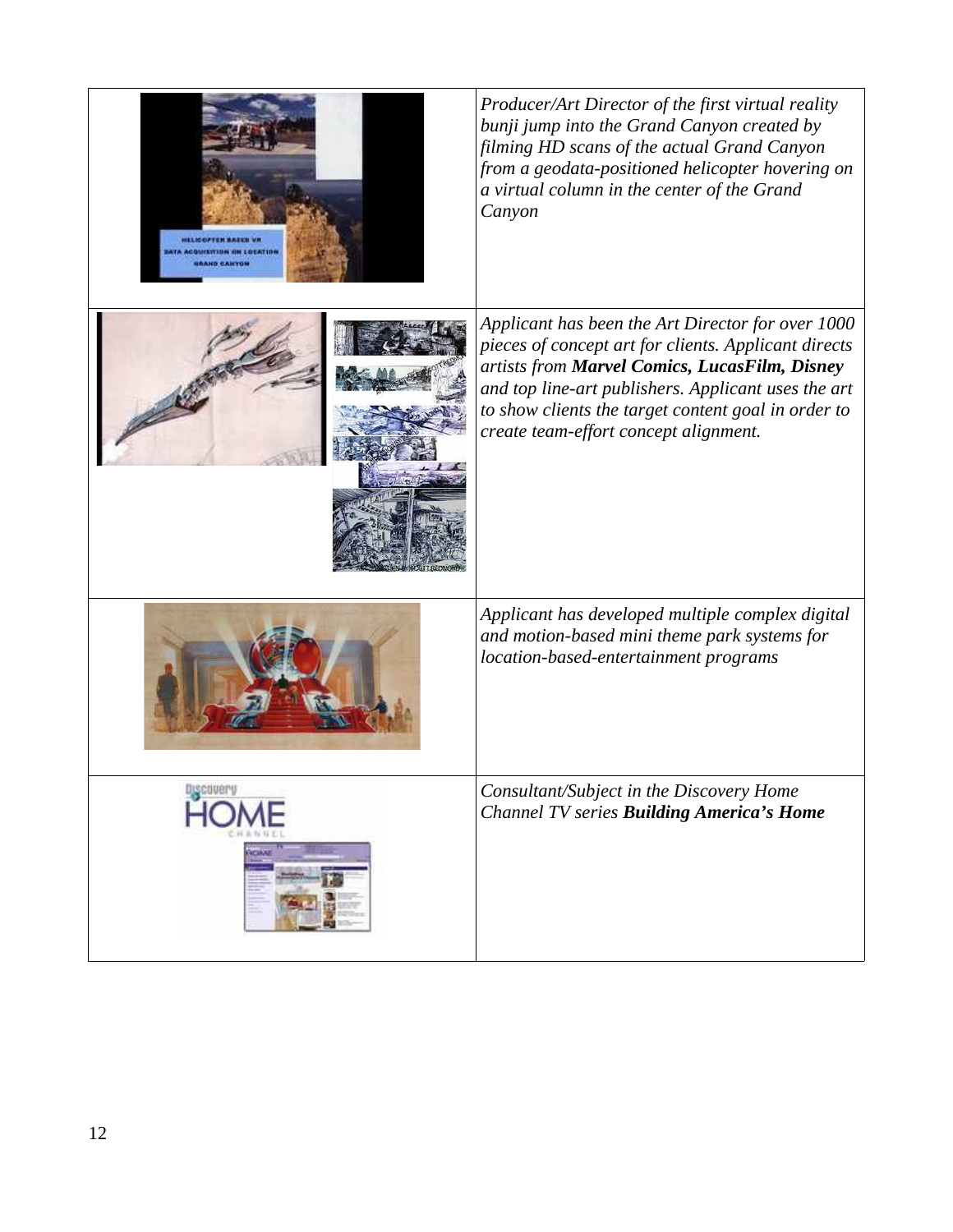| | |
|---|---|
| HELICOPTER BASED VR DATA ACQUISITION ON LOCATION GRAND CANYON | *Producer/Art Director of the first virtual reality bunji jump into the Grand Canyon created by filming HD scans of the actual Grand Canyon from a geodata-positioned helicopter hovering on a virtual column in the center of the Grand Canyon* |
| | *Applicant has been the Art Director for over 1000 pieces of concept art for clients. Applicant directs artists from **Marvel Comics, LucasFilm, Disney** and top line-art publishers. Applicant uses the art to show clients the target content goal in order to create team-effort concept alignment.* |
| | *Applicant has developed multiple complex digital and motion-based mini theme park systems for location-based-entertainment programs* |
| Discovery HOME CHANNEL | *Consultant/Subject in the Discovery Home Channel TV series **Building America's Home*** |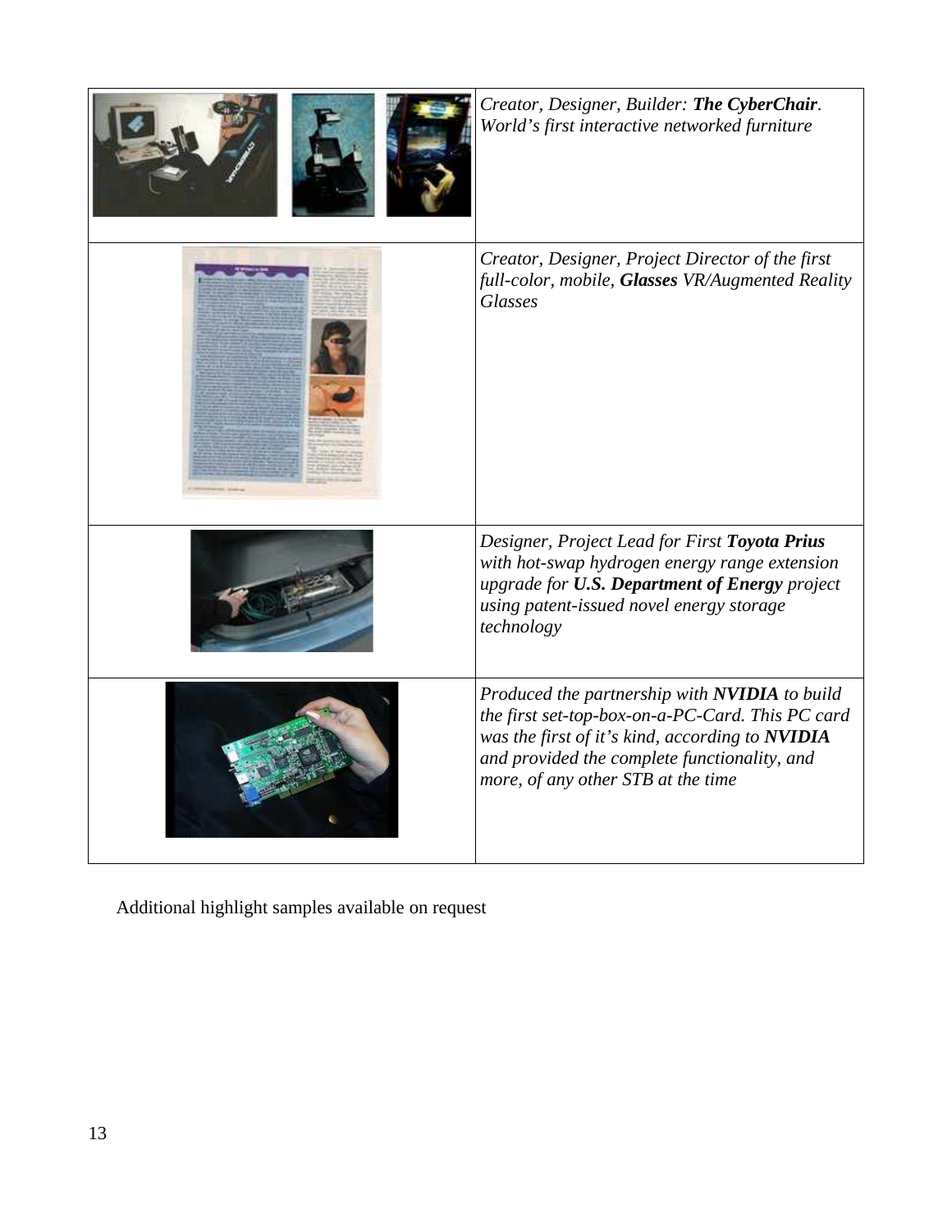| | |
|---|---|
| | *Creator, Designer, Builder: **The CyberChair**. World's first interactive networked furniture* |
| | *Creator, Designer, Project Director of the first full-color, mobile, **Glasses** VR/Augmented Reality Glasses* |
| | *Designer, Project Lead for First **Toyota Prius** with hot-swap hydrogen energy range extension upgrade for **U.S. Department of Energy** project using patent-issued novel energy storage technology* |
| | *Produced the partnership with **NVIDIA** to build the first set-top-box-on-a-PC-Card. This PC card was the first of it's kind, according to **NVIDIA** and provided the complete functionality, and more, of any other STB at the time* |

Additional highlight samples available on request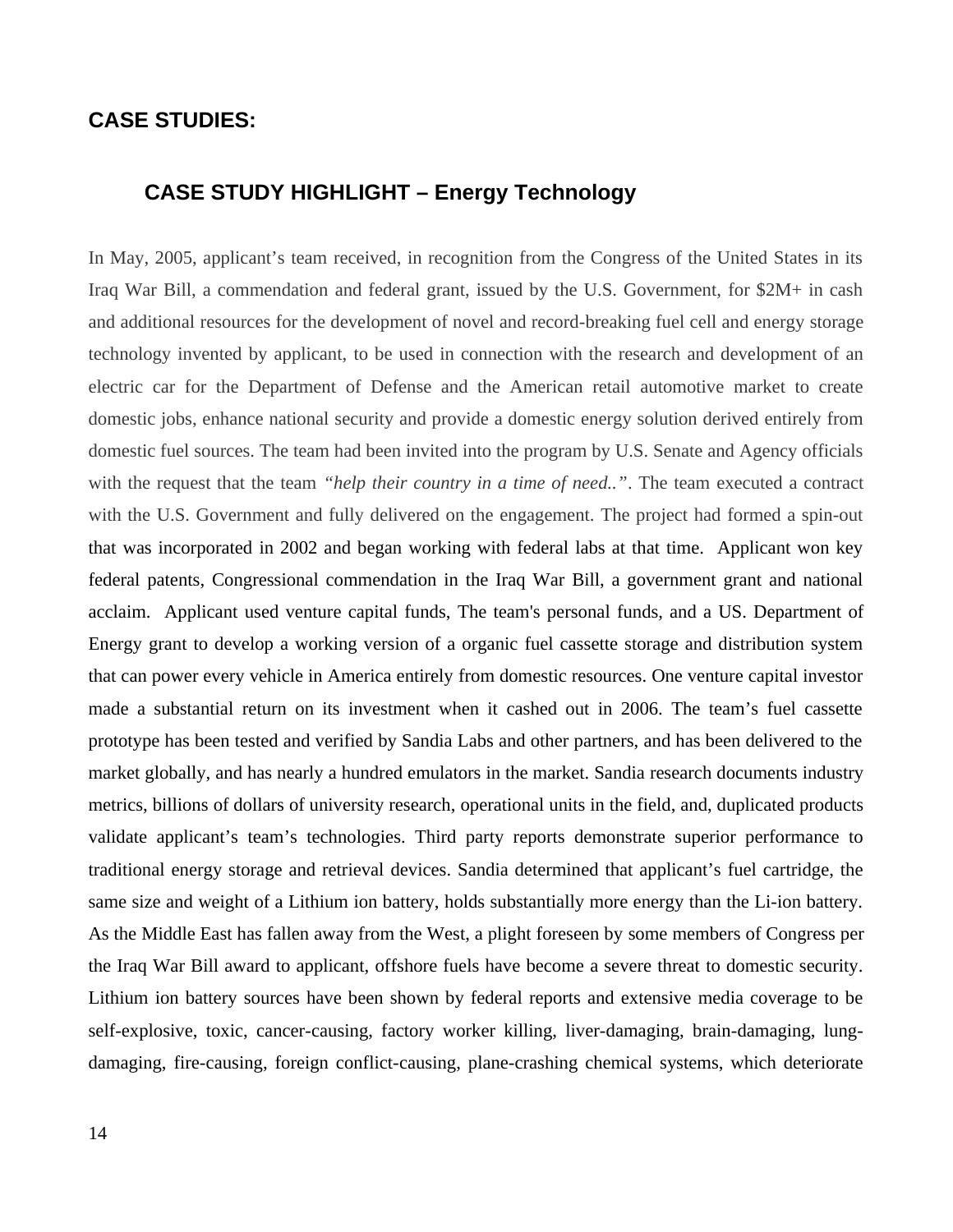## CASE STUDIES:

### CASE STUDY HIGHLIGHT – Energy Technology

In May, 2005, applicant's team received, in recognition from the Congress of the United States in its Iraq War Bill, a commendation and federal grant, issued by the U.S. Government, for $2M+ in cash and additional resources for the development of novel and record-breaking fuel cell and energy storage technology invented by applicant, to be used in connection with the research and development of an electric car for the Department of Defense and the American retail automotive market to create domestic jobs, enhance national security and provide a domestic energy solution derived entirely from domestic fuel sources. The team had been invited into the program by U.S. Senate and Agency officials with the request that the team *"help their country in a time of need.."*. The team executed a contract with the U.S. Government and fully delivered on the engagement. The project had formed a spin-out that was incorporated in 2002 and began working with federal labs at that time. Applicant won key federal patents, Congressional commendation in the Iraq War Bill, a government grant and national acclaim. Applicant used venture capital funds, The team's personal funds, and a US. Department of Energy grant to develop a working version of a organic fuel cassette storage and distribution system that can power every vehicle in America entirely from domestic resources. One venture capital investor made a substantial return on its investment when it cashed out in 2006. The team's fuel cassette prototype has been tested and verified by Sandia Labs and other partners, and has been delivered to the market globally, and has nearly a hundred emulators in the market. Sandia research documents industry metrics, billions of dollars of university research, operational units in the field, and, duplicated products validate applicant's team's technologies. Third party reports demonstrate superior performance to traditional energy storage and retrieval devices. Sandia determined that applicant's fuel cartridge, the same size and weight of a Lithium ion battery, holds substantially more energy than the Li-ion battery. As the Middle East has fallen away from the West, a plight foreseen by some members of Congress per the Iraq War Bill award to applicant, offshore fuels have become a severe threat to domestic security. Lithium ion battery sources have been shown by federal reports and extensive media coverage to be self-explosive, toxic, cancer-causing, factory worker killing, liver-damaging, brain-damaging, lung-damaging, fire-causing, foreign conflict-causing, plane-crashing chemical systems, which deteriorate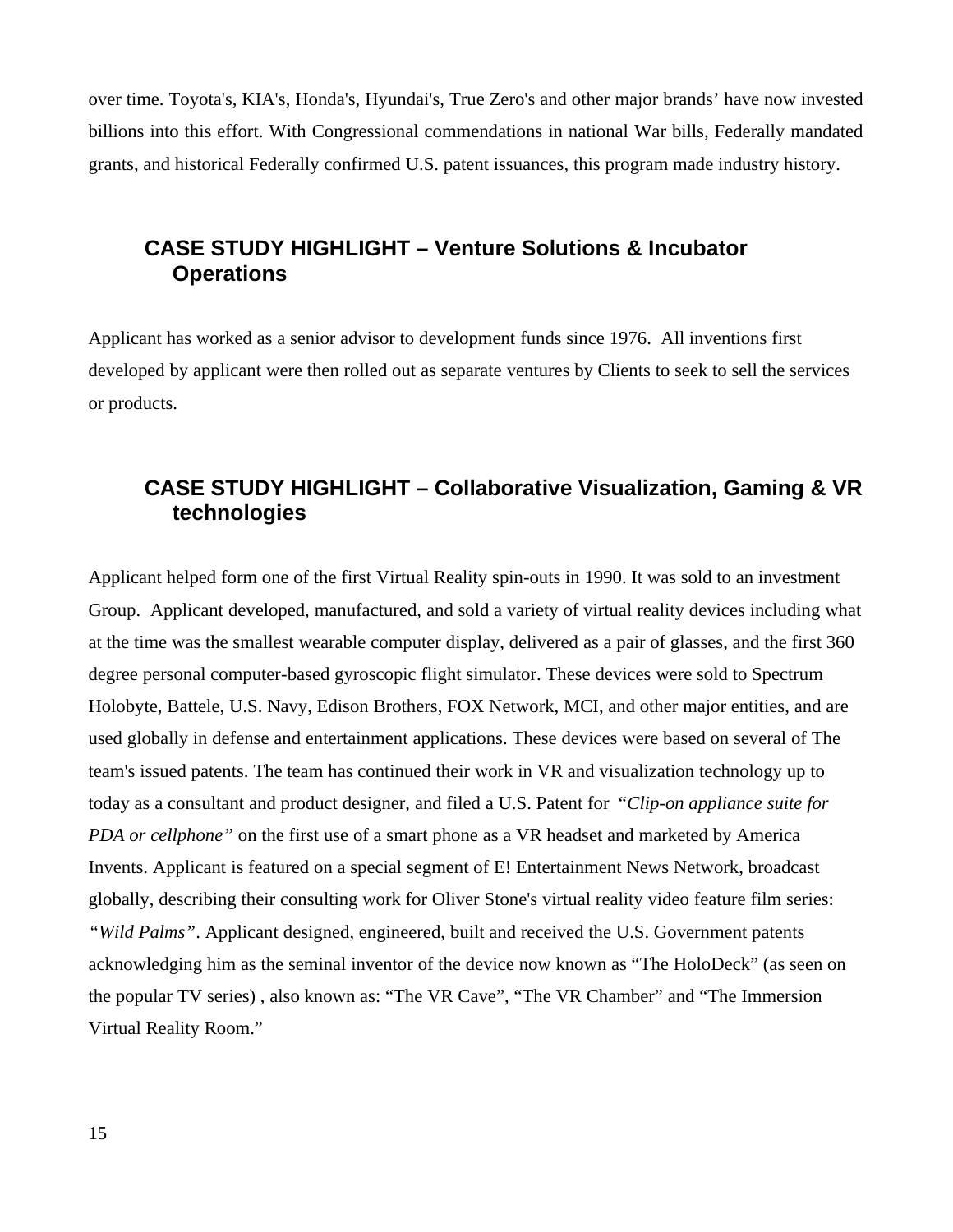over time. Toyota's, KIA's, Honda's, Hyundai's, True Zero's and other major brands' have now invested billions into this effort. With Congressional commendations in national War bills, Federally mandated grants, and historical Federally confirmed U.S. patent issuances, this program made industry history.

## CASE STUDY HIGHLIGHT – Venture Solutions & Incubator Operations

Applicant has worked as a senior advisor to development funds since 1976. All inventions first developed by applicant were then rolled out as separate ventures by Clients to seek to sell the services or products.

## CASE STUDY HIGHLIGHT – Collaborative Visualization, Gaming & VR technologies

Applicant helped form one of the first Virtual Reality spin-outs in 1990. It was sold to an investment Group. Applicant developed, manufactured, and sold a variety of virtual reality devices including what at the time was the smallest wearable computer display, delivered as a pair of glasses, and the first 360 degree personal computer-based gyroscopic flight simulator. These devices were sold to Spectrum Holobyte, Battele, U.S. Navy, Edison Brothers, FOX Network, MCI, and other major entities, and are used globally in defense and entertainment applications. These devices were based on several of The team's issued patents. The team has continued their work in VR and visualization technology up to today as a consultant and product designer, and filed a U.S. Patent for *"Clip-on appliance suite for PDA or cellphone"* on the first use of a smart phone as a VR headset and marketed by America Invents. Applicant is featured on a special segment of E! Entertainment News Network, broadcast globally, describing their consulting work for Oliver Stone's virtual reality video feature film series: *"Wild Palms"*. Applicant designed, engineered, built and received the U.S. Government patents acknowledging him as the seminal inventor of the device now known as "The HoloDeck" (as seen on the popular TV series) , also known as: "The VR Cave", "The VR Chamber" and "The Immersion Virtual Reality Room."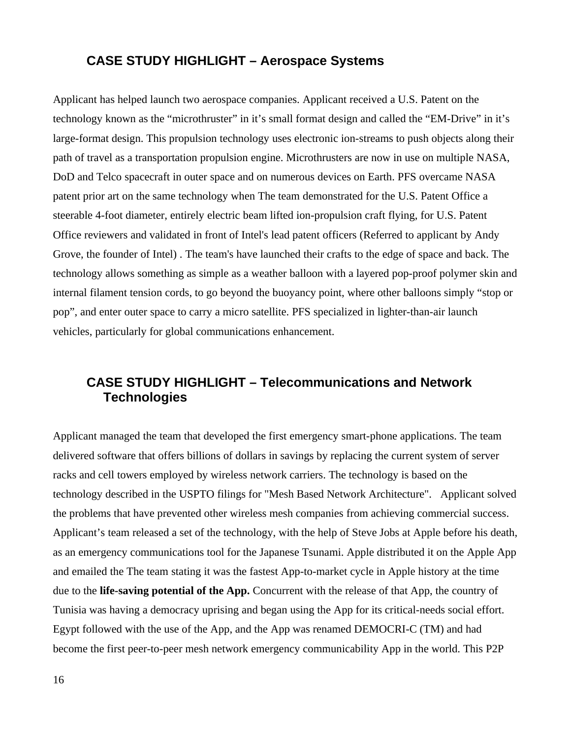## CASE STUDY HIGHLIGHT – Aerospace Systems

Applicant has helped launch two aerospace companies. Applicant received a U.S. Patent on the technology known as the "microthruster" in it's small format design and called the "EM-Drive" in it's large-format design. This propulsion technology uses electronic ion-streams to push objects along their path of travel as a transportation propulsion engine. Microthrusters are now in use on multiple NASA, DoD and Telco spacecraft in outer space and on numerous devices on Earth. PFS overcame NASA patent prior art on the same technology when The team demonstrated for the U.S. Patent Office a steerable 4-foot diameter, entirely electric beam lifted ion-propulsion craft flying, for U.S. Patent Office reviewers and validated in front of Intel's lead patent officers (Referred to applicant by Andy Grove, the founder of Intel) . The team's have launched their crafts to the edge of space and back. The technology allows something as simple as a weather balloon with a layered pop-proof polymer skin and internal filament tension cords, to go beyond the buoyancy point, where other balloons simply "stop or pop", and enter outer space to carry a micro satellite. PFS specialized in lighter-than-air launch vehicles, particularly for global communications enhancement.

## CASE STUDY HIGHLIGHT – Telecommunications and Network Technologies

Applicant managed the team that developed the first emergency smart-phone applications. The team delivered software that offers billions of dollars in savings by replacing the current system of server racks and cell towers employed by wireless network carriers. The technology is based on the technology described in the USPTO filings for "Mesh Based Network Architecture". Applicant solved the problems that have prevented other wireless mesh companies from achieving commercial success. Applicant's team released a set of the technology, with the help of Steve Jobs at Apple before his death, as an emergency communications tool for the Japanese Tsunami. Apple distributed it on the Apple App and emailed the The team stating it was the fastest App-to-market cycle in Apple history at the time due to the **life-saving potential of the App.** Concurrent with the release of that App, the country of Tunisia was having a democracy uprising and began using the App for its critical-needs social effort. Egypt followed with the use of the App, and the App was renamed DEMOCRI-C (TM) and had become the first peer-to-peer mesh network emergency communicability App in the world. This P2P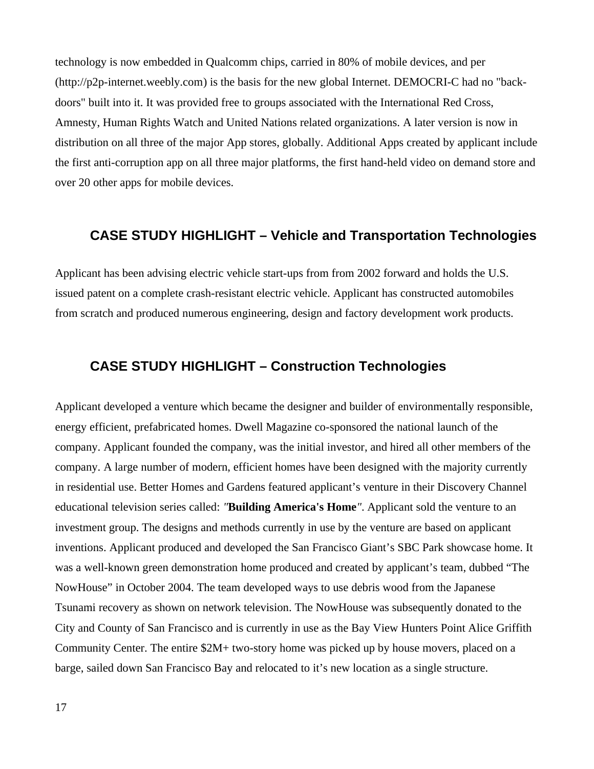technology is now embedded in Qualcomm chips, carried in 80% of mobile devices, and per (http://p2p-internet.weebly.com) is the basis for the new global Internet. DEMOCRI-C had no "back-doors" built into it. It was provided free to groups associated with the International Red Cross, Amnesty, Human Rights Watch and United Nations related organizations. A later version is now in distribution on all three of the major App stores, globally. Additional Apps created by applicant include the first anti-corruption app on all three major platforms, the first hand-held video on demand store and over 20 other apps for mobile devices.

## CASE STUDY HIGHLIGHT – Vehicle and Transportation Technologies

Applicant has been advising electric vehicle start-ups from from 2002 forward and holds the U.S. issued patent on a complete crash-resistant electric vehicle. Applicant has constructed automobiles from scratch and produced numerous engineering, design and factory development work products.

## CASE STUDY HIGHLIGHT – Construction Technologies

Applicant developed a venture which became the designer and builder of environmentally responsible, energy efficient, prefabricated homes. Dwell Magazine co-sponsored the national launch of the company. Applicant founded the company, was the initial investor, and hired all other members of the company. A large number of modern, efficient homes have been designed with the majority currently in residential use. Better Homes and Gardens featured applicant's venture in their Discovery Channel educational television series called: *"***Building America's Home***"*. Applicant sold the venture to an investment group. The designs and methods currently in use by the venture are based on applicant inventions. Applicant produced and developed the San Francisco Giant's SBC Park showcase home. It was a well-known green demonstration home produced and created by applicant's team, dubbed "The NowHouse" in October 2004. The team developed ways to use debris wood from the Japanese Tsunami recovery as shown on network television. The NowHouse was subsequently donated to the City and County of San Francisco and is currently in use as the Bay View Hunters Point Alice Griffith Community Center. The entire $2M+ two-story home was picked up by house movers, placed on a barge, sailed down San Francisco Bay and relocated to it's new location as a single structure.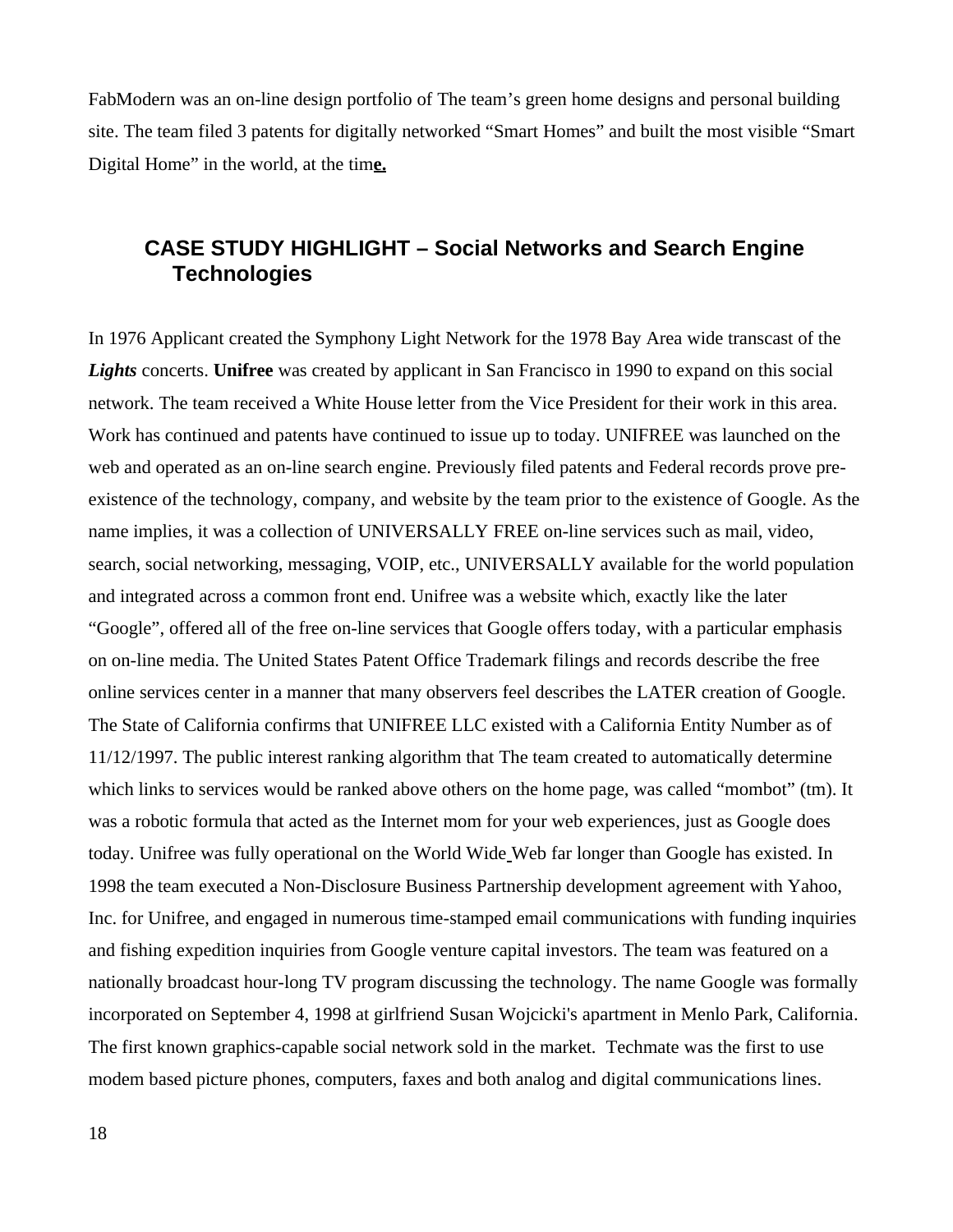FabModern was an on-line design portfolio of The team's green home designs and personal building site. The team filed 3 patents for digitally networked "Smart Homes" and built the most visible "Smart Digital Home" in the world, at the time.

## CASE STUDY HIGHLIGHT – Social Networks and Search Engine Technologies

In 1976 Applicant created the Symphony Light Network for the 1978 Bay Area wide transcast of the ***Lights*** concerts. **Unifree** was created by applicant in San Francisco in 1990 to expand on this social network. The team received a White House letter from the Vice President for their work in this area. Work has continued and patents have continued to issue up to today. UNIFREE was launched on the web and operated as an on-line search engine. Previously filed patents and Federal records prove pre-existence of the technology, company, and website by the team prior to the existence of Google. As the name implies, it was a collection of UNIVERSALLY FREE on-line services such as mail, video, search, social networking, messaging, VOIP, etc., UNIVERSALLY available for the world population and integrated across a common front end. Unifree was a website which, exactly like the later "Google", offered all of the free on-line services that Google offers today, with a particular emphasis on on-line media. The United States Patent Office Trademark filings and records describe the free online services center in a manner that many observers feel describes the LATER creation of Google. The State of California confirms that UNIFREE LLC existed with a California Entity Number as of 11/12/1997. The public interest ranking algorithm that The team created to automatically determine which links to services would be ranked above others on the home page, was called "mombot" (tm). It was a robotic formula that acted as the Internet mom for your web experiences, just as Google does today. Unifree was fully operational on the World Wide Web far longer than Google has existed. In 1998 the team executed a Non-Disclosure Business Partnership development agreement with Yahoo, Inc. for Unifree, and engaged in numerous time-stamped email communications with funding inquiries and fishing expedition inquiries from Google venture capital investors. The team was featured on a nationally broadcast hour-long TV program discussing the technology. The name Google was formally incorporated on September 4, 1998 at girlfriend Susan Wojcicki's apartment in Menlo Park, California. The first known graphics-capable social network sold in the market. Techmate was the first to use modem based picture phones, computers, faxes and both analog and digital communications lines.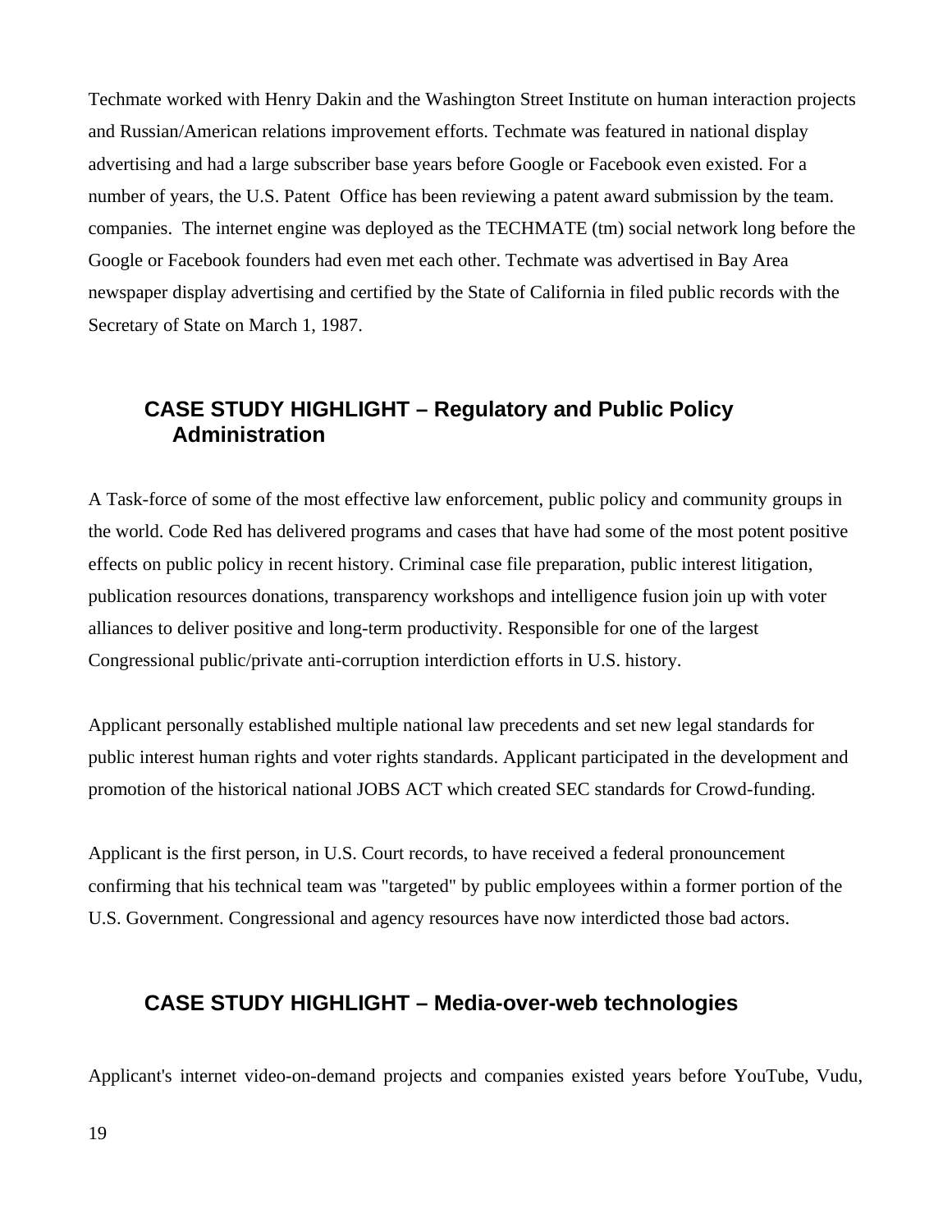Techmate worked with Henry Dakin and the Washington Street Institute on human interaction projects and Russian/American relations improvement efforts. Techmate was featured in national display advertising and had a large subscriber base years before Google or Facebook even existed. For a number of years, the U.S. Patent Office has been reviewing a patent award submission by the team. companies. The internet engine was deployed as the TECHMATE (tm) social network long before the Google or Facebook founders had even met each other. Techmate was advertised in Bay Area newspaper display advertising and certified by the State of California in filed public records with the Secretary of State on March 1, 1987.

## CASE STUDY HIGHLIGHT – Regulatory and Public Policy Administration

A Task-force of some of the most effective law enforcement, public policy and community groups in the world. Code Red has delivered programs and cases that have had some of the most potent positive effects on public policy in recent history. Criminal case file preparation, public interest litigation, publication resources donations, transparency workshops and intelligence fusion join up with voter alliances to deliver positive and long-term productivity. Responsible for one of the largest Congressional public/private anti-corruption interdiction efforts in U.S. history.

Applicant personally established multiple national law precedents and set new legal standards for public interest human rights and voter rights standards. Applicant participated in the development and promotion of the historical national JOBS ACT which created SEC standards for Crowd-funding.

Applicant is the first person, in U.S. Court records, to have received a federal pronouncement confirming that his technical team was "targeted" by public employees within a former portion of the U.S. Government. Congressional and agency resources have now interdicted those bad actors.

## CASE STUDY HIGHLIGHT – Media-over-web technologies

Applicant's internet video-on-demand projects and companies existed years before YouTube, Vudu,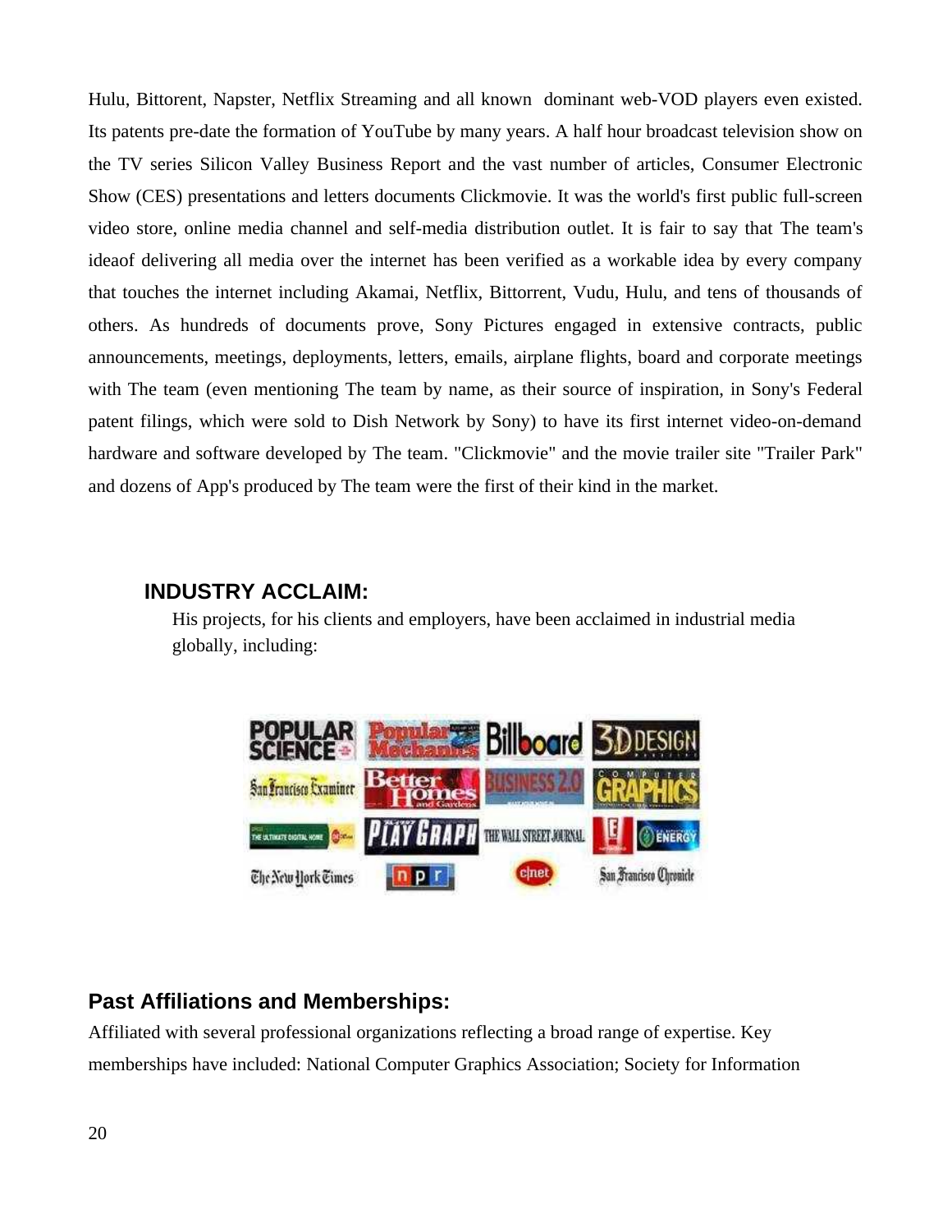Hulu, Bittorent, Napster, Netflix Streaming and all known dominant web-VOD players even existed. Its patents pre-date the formation of YouTube by many years. A half hour broadcast television show on the TV series Silicon Valley Business Report and the vast number of articles, Consumer Electronic Show (CES) presentations and letters documents Clickmovie. It was the world's first public full-screen video store, online media channel and self-media distribution outlet. It is fair to say that The team's ideaof delivering all media over the internet has been verified as a workable idea by every company that touches the internet including Akamai, Netflix, Bittorrent, Vudu, Hulu, and tens of thousands of others. As hundreds of documents prove, Sony Pictures engaged in extensive contracts, public announcements, meetings, deployments, letters, emails, airplane flights, board and corporate meetings with The team (even mentioning The team by name, as their source of inspiration, in Sony's Federal patent filings, which were sold to Dish Network by Sony) to have its first internet video-on-demand hardware and software developed by The team. "Clickmovie" and the movie trailer site "Trailer Park" and dozens of App's produced by The team were the first of their kind in the market.

## INDUSTRY ACCLAIM:

His projects, for his clients and employers, have been acclaimed in industrial media globally, including:

## Past Affiliations and Memberships:

Affiliated with several professional organizations reflecting a broad range of expertise. Key memberships have included: National Computer Graphics Association; Society for Information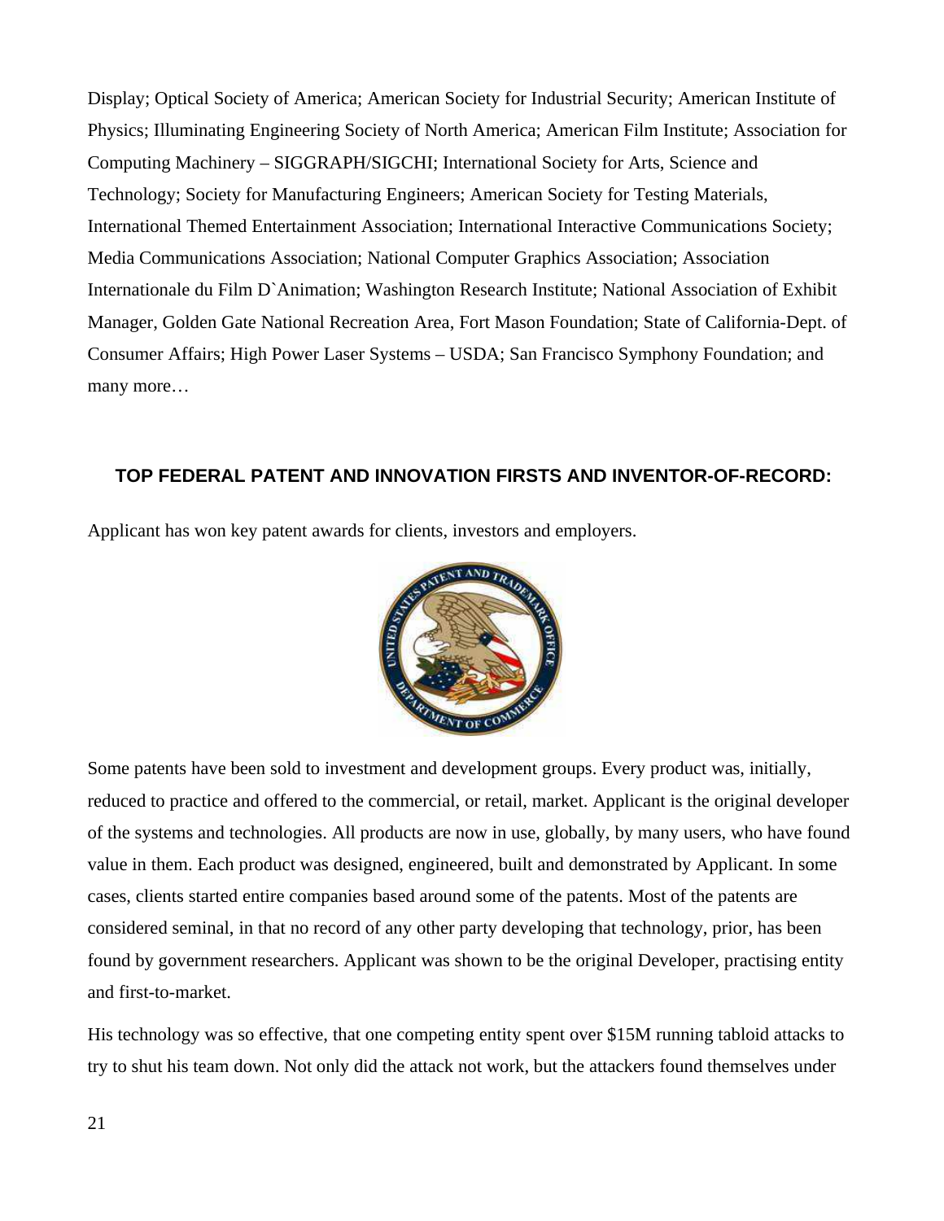Display; Optical Society of America; American Society for Industrial Security; American Institute of Physics; Illuminating Engineering Society of North America; American Film Institute; Association for Computing Machinery – SIGGRAPH/SIGCHI; International Society for Arts, Science and Technology; Society for Manufacturing Engineers; American Society for Testing Materials, International Themed Entertainment Association; International Interactive Communications Society; Media Communications Association; National Computer Graphics Association; Association Internationale du Film D`Animation; Washington Research Institute; National Association of Exhibit Manager, Golden Gate National Recreation Area, Fort Mason Foundation; State of California-Dept. of Consumer Affairs; High Power Laser Systems – USDA; San Francisco Symphony Foundation; and many more…

## TOP FEDERAL PATENT AND INNOVATION FIRSTS AND INVENTOR-OF-RECORD:

Applicant has won key patent awards for clients, investors and employers.

Some patents have been sold to investment and development groups. Every product was, initially, reduced to practice and offered to the commercial, or retail, market. Applicant is the original developer of the systems and technologies. All products are now in use, globally, by many users, who have found value in them. Each product was designed, engineered, built and demonstrated by Applicant. In some cases, clients started entire companies based around some of the patents. Most of the patents are considered seminal, in that no record of any other party developing that technology, prior, has been found by government researchers. Applicant was shown to be the original Developer, practising entity and first-to-market.

His technology was so effective, that one competing entity spent over $15M running tabloid attacks to try to shut his team down. Not only did the attack not work, but the attackers found themselves under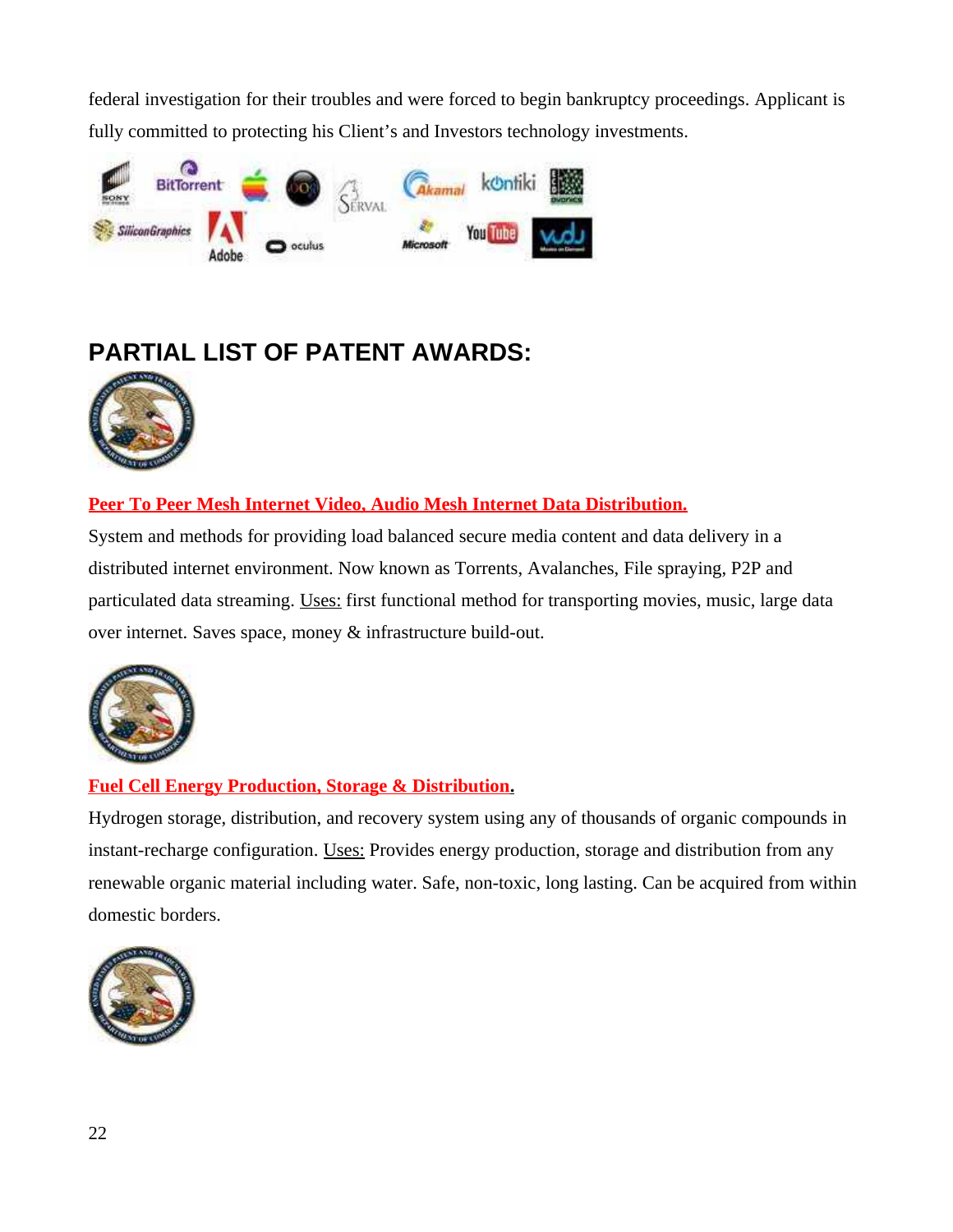federal investigation for their troubles and were forced to begin bankruptcy proceedings. Applicant is fully committed to protecting his Client's and Investors technology investments.

## PARTIAL LIST OF PATENT AWARDS:

**Peer To Peer Mesh Internet Video, Audio Mesh Internet Data Distribution.**

System and methods for providing load balanced secure media content and data delivery in a distributed internet environment. Now known as Torrents, Avalanches, File spraying, P2P and particulated data streaming. Uses: first functional method for transporting movies, music, large data over internet. Saves space, money & infrastructure build-out.

**Fuel Cell Energy Production, Storage & Distribution.**

Hydrogen storage, distribution, and recovery system using any of thousands of organic compounds in instant-recharge configuration. Uses: Provides energy production, storage and distribution from any renewable organic material including water. Safe, non-toxic, long lasting. Can be acquired from within domestic borders.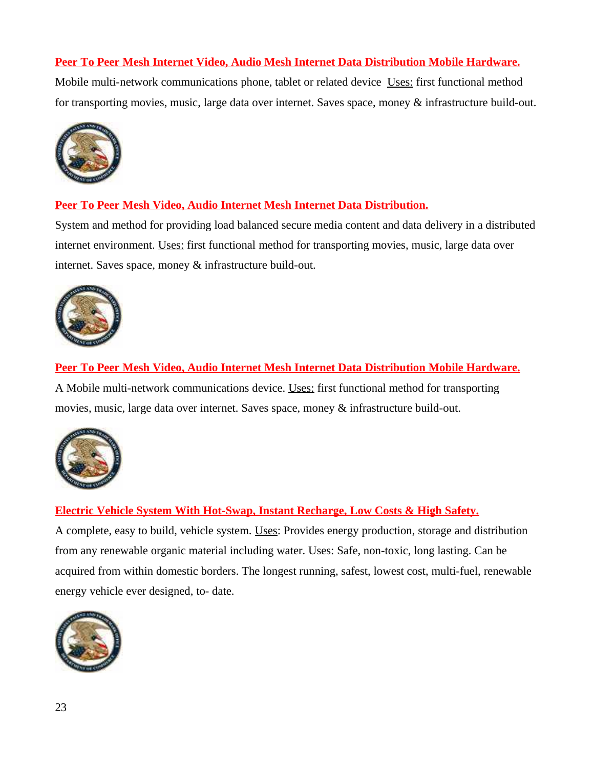**Peer To Peer Mesh Internet Video, Audio Mesh Internet Data Distribution Mobile Hardware.**

Mobile multi-network communications phone, tablet or related device Uses: first functional method for transporting movies, music, large data over internet. Saves space, money & infrastructure build-out.

**Peer To Peer Mesh Video, Audio Internet Mesh Internet Data Distribution.**

System and method for providing load balanced secure media content and data delivery in a distributed internet environment. Uses: first functional method for transporting movies, music, large data over internet. Saves space, money & infrastructure build-out.

**Peer To Peer Mesh Video, Audio Internet Mesh Internet Data Distribution Mobile Hardware.**

A Mobile multi-network communications device. Uses: first functional method for transporting movies, music, large data over internet. Saves space, money & infrastructure build-out.

**Electric Vehicle System With Hot-Swap, Instant Recharge, Low Costs & High Safety.**

A complete, easy to build, vehicle system. Uses: Provides energy production, storage and distribution from any renewable organic material including water. Uses: Safe, non-toxic, long lasting. Can be acquired from within domestic borders. The longest running, safest, lowest cost, multi-fuel, renewable energy vehicle ever designed, to- date.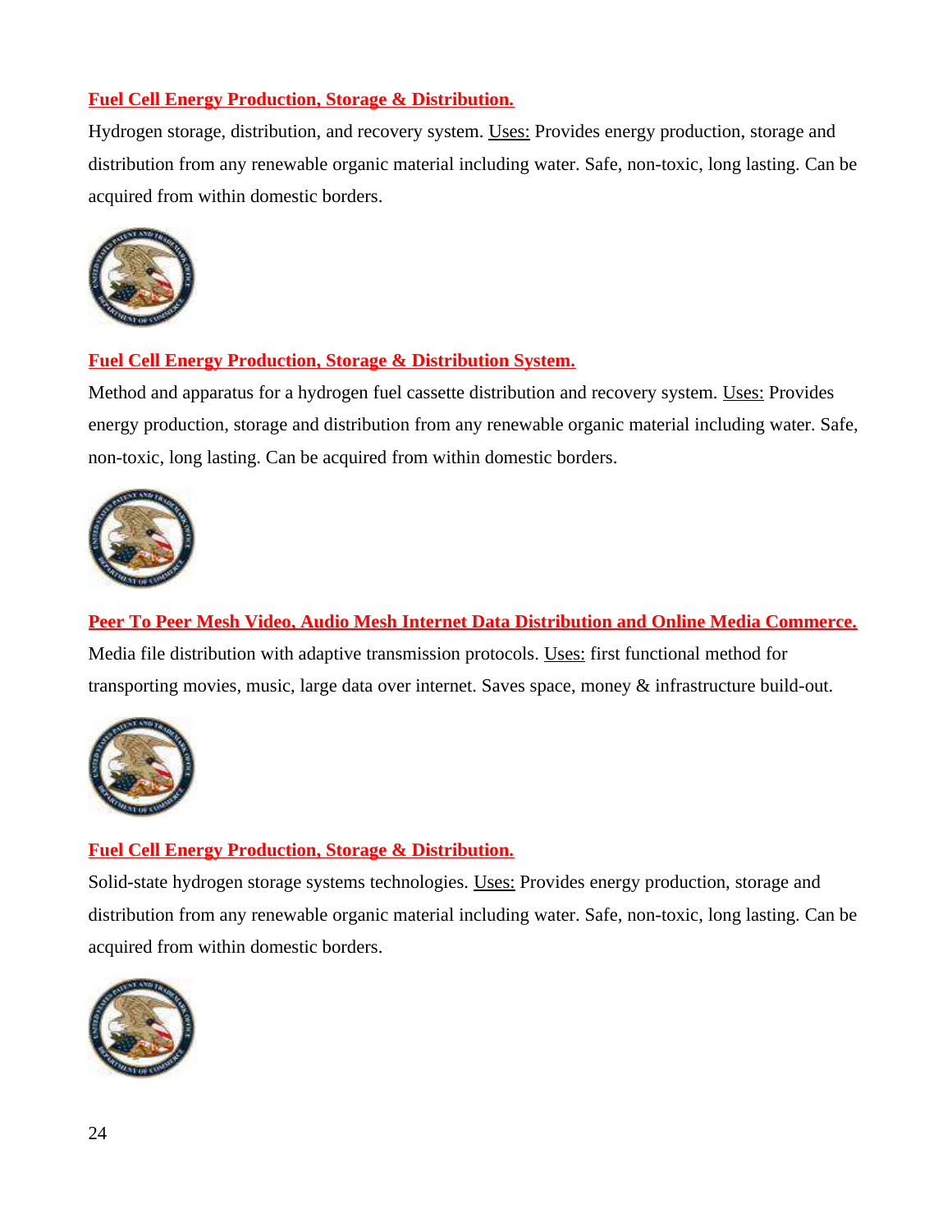**Fuel Cell Energy Production, Storage & Distribution.**

Hydrogen storage, distribution, and recovery system. Uses: Provides energy production, storage and distribution from any renewable organic material including water. Safe, non-toxic, long lasting. Can be acquired from within domestic borders.

**Fuel Cell Energy Production, Storage & Distribution System.**

Method and apparatus for a hydrogen fuel cassette distribution and recovery system. Uses: Provides energy production, storage and distribution from any renewable organic material including water. Safe, non-toxic, long lasting. Can be acquired from within domestic borders.

**Peer To Peer Mesh Video, Audio Mesh Internet Data Distribution and Online Media Commerce.**

Media file distribution with adaptive transmission protocols. Uses: first functional method for transporting movies, music, large data over internet. Saves space, money & infrastructure build-out.

**Fuel Cell Energy Production, Storage & Distribution.**

Solid-state hydrogen storage systems technologies. Uses: Provides energy production, storage and distribution from any renewable organic material including water. Safe, non-toxic, long lasting. Can be acquired from within domestic borders.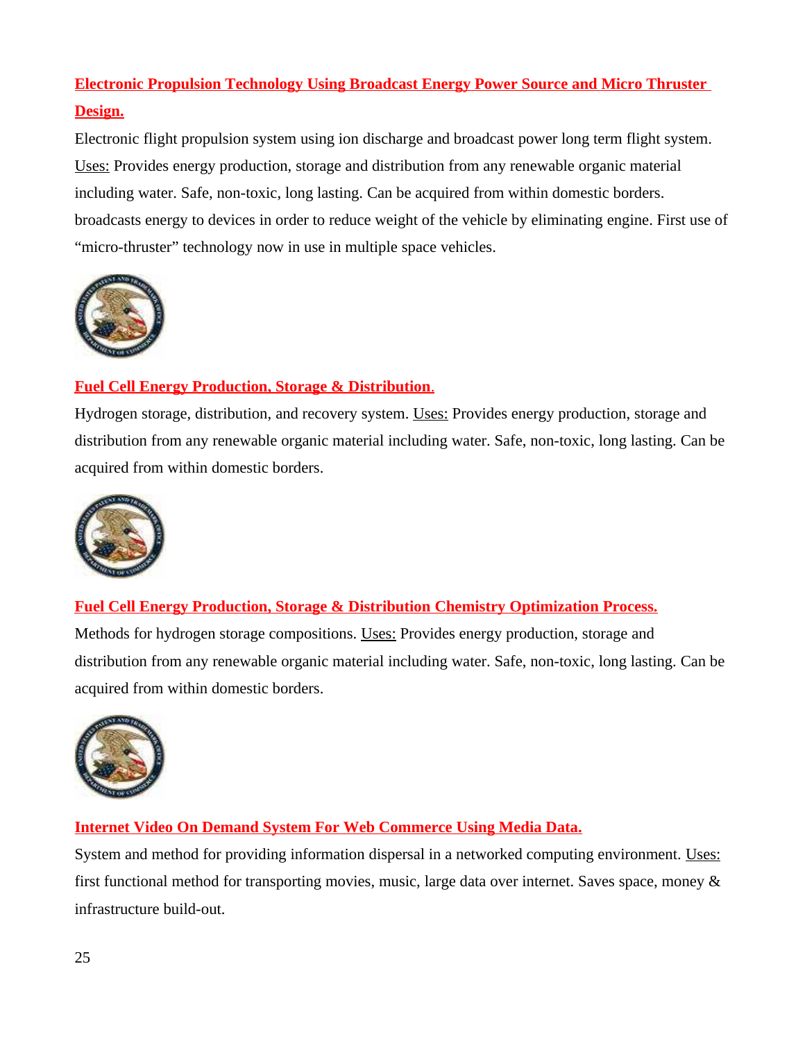**Electronic Propulsion Technology Using Broadcast Energy Power Source and Micro Thruster Design.**

Electronic flight propulsion system using ion discharge and broadcast power long term flight system. Uses: Provides energy production, storage and distribution from any renewable organic material including water. Safe, non-toxic, long lasting. Can be acquired from within domestic borders. broadcasts energy to devices in order to reduce weight of the vehicle by eliminating engine. First use of “micro-thruster” technology now in use in multiple space vehicles.

**Fuel Cell Energy Production, Storage & Distribution.**

Hydrogen storage, distribution, and recovery system. Uses: Provides energy production, storage and distribution from any renewable organic material including water. Safe, non-toxic, long lasting. Can be acquired from within domestic borders.

**Fuel Cell Energy Production, Storage & Distribution Chemistry Optimization Process.**

Methods for hydrogen storage compositions. Uses: Provides energy production, storage and distribution from any renewable organic material including water. Safe, non-toxic, long lasting. Can be acquired from within domestic borders.

**Internet Video On Demand System For Web Commerce Using Media Data.**

System and method for providing information dispersal in a networked computing environment. Uses: first functional method for transporting movies, music, large data over internet. Saves space, money & infrastructure build-out.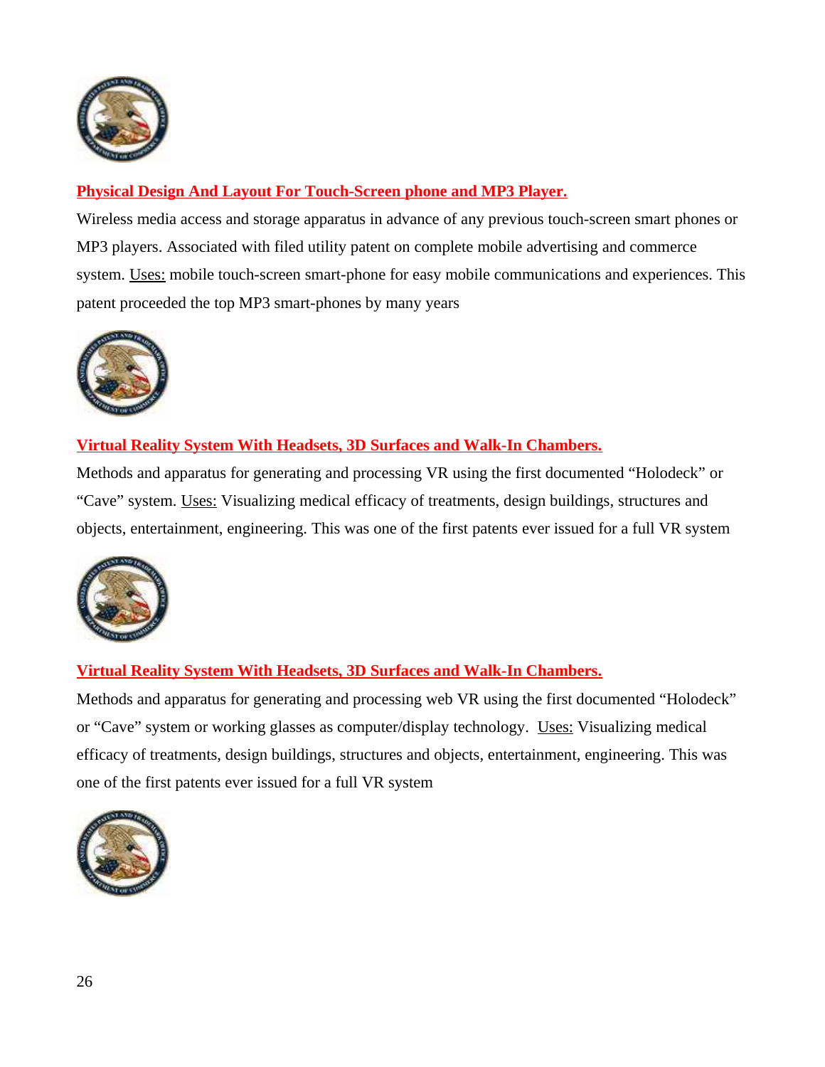**Physical Design And Layout For Touch-Screen phone and MP3 Player.**

Wireless media access and storage apparatus in advance of any previous touch-screen smart phones or MP3 players. Associated with filed utility patent on complete mobile advertising and commerce system. Uses: mobile touch-screen smart-phone for easy mobile communications and experiences. This patent proceeded the top MP3 smart-phones by many years

**Virtual Reality System With Headsets, 3D Surfaces and Walk-In Chambers.**

Methods and apparatus for generating and processing VR using the first documented "Holodeck" or "Cave" system. Uses: Visualizing medical efficacy of treatments, design buildings, structures and objects, entertainment, engineering. This was one of the first patents ever issued for a full VR system

**Virtual Reality System With Headsets, 3D Surfaces and Walk-In Chambers.**

Methods and apparatus for generating and processing web VR using the first documented "Holodeck" or "Cave" system or working glasses as computer/display technology. Uses: Visualizing medical efficacy of treatments, design buildings, structures and objects, entertainment, engineering. This was one of the first patents ever issued for a full VR system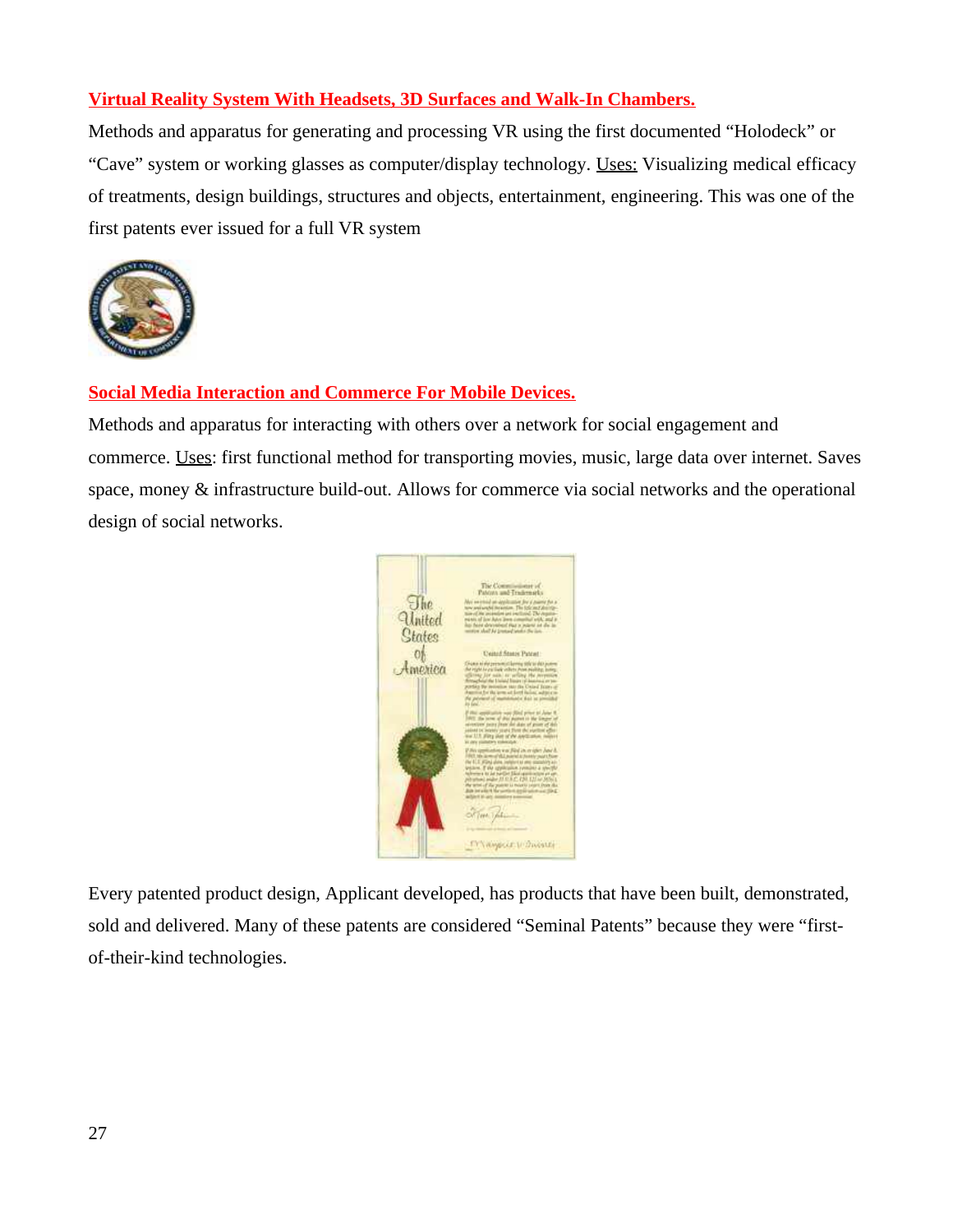**Virtual Reality System With Headsets, 3D Surfaces and Walk-In Chambers.**

Methods and apparatus for generating and processing VR using the first documented "Holodeck" or "Cave" system or working glasses as computer/display technology. Uses: Visualizing medical efficacy of treatments, design buildings, structures and objects, entertainment, engineering. This was one of the first patents ever issued for a full VR system

**Social Media Interaction and Commerce For Mobile Devices.**

Methods and apparatus for interacting with others over a network for social engagement and commerce. Uses: first functional method for transporting movies, music, large data over internet. Saves space, money & infrastructure build-out. Allows for commerce via social networks and the operational design of social networks.

Every patented product design, Applicant developed, has products that have been built, demonstrated, sold and delivered. Many of these patents are considered "Seminal Patents" because they were "first-of-their-kind technologies.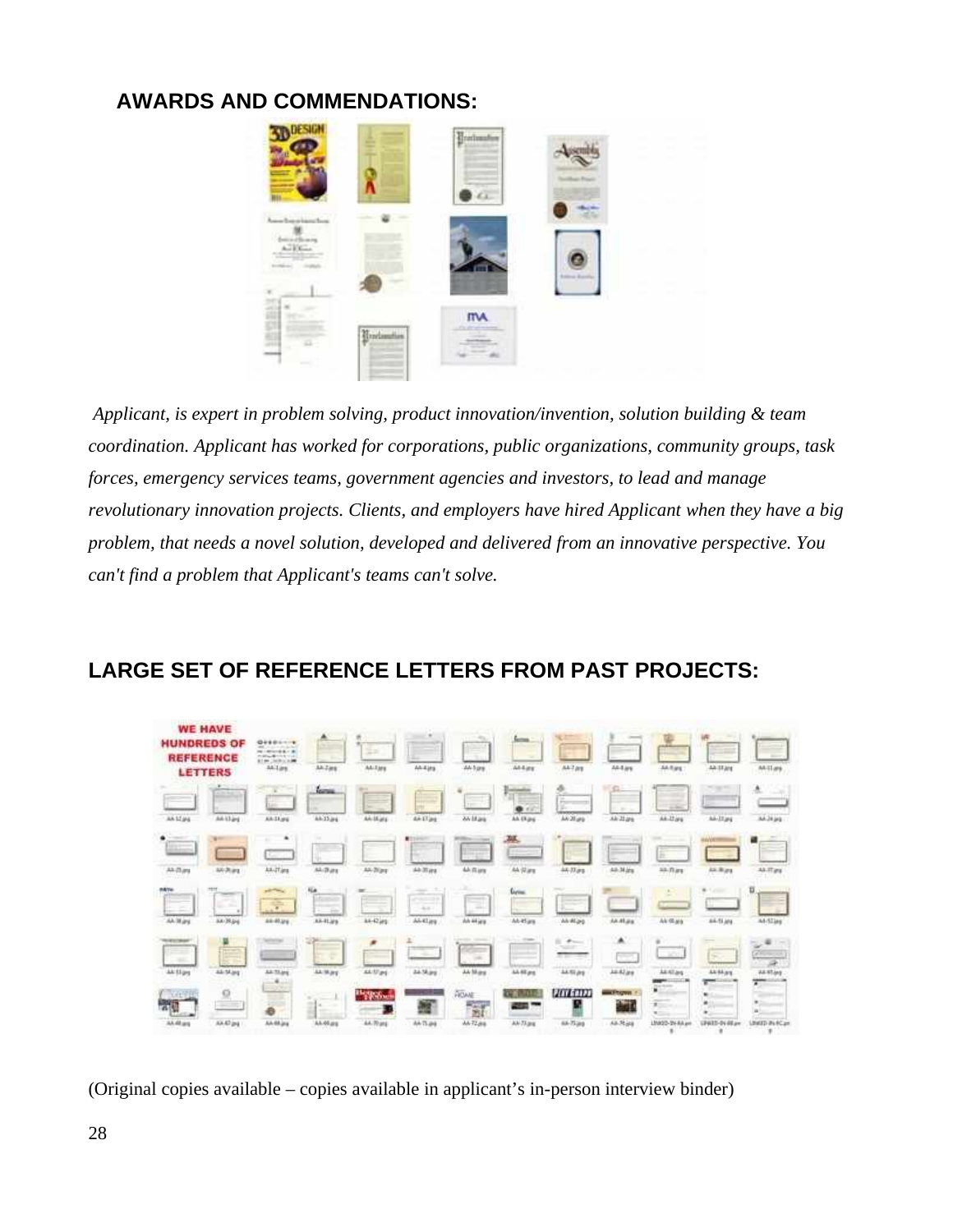## AWARDS AND COMMENDATIONS:

*Applicant, is expert in problem solving, product innovation/invention, solution building & team coordination. Applicant has worked for corporations, public organizations, community groups, task forces, emergency services teams, government agencies and investors, to lead and manage revolutionary innovation projects. Clients, and employers have hired Applicant when they have a big problem, that needs a novel solution, developed and delivered from an innovative perspective. You can't find a problem that Applicant's teams can't solve.*

## LARGE SET OF REFERENCE LETTERS FROM PAST PROJECTS:

(Original copies available – copies available in applicant's in-person interview binder)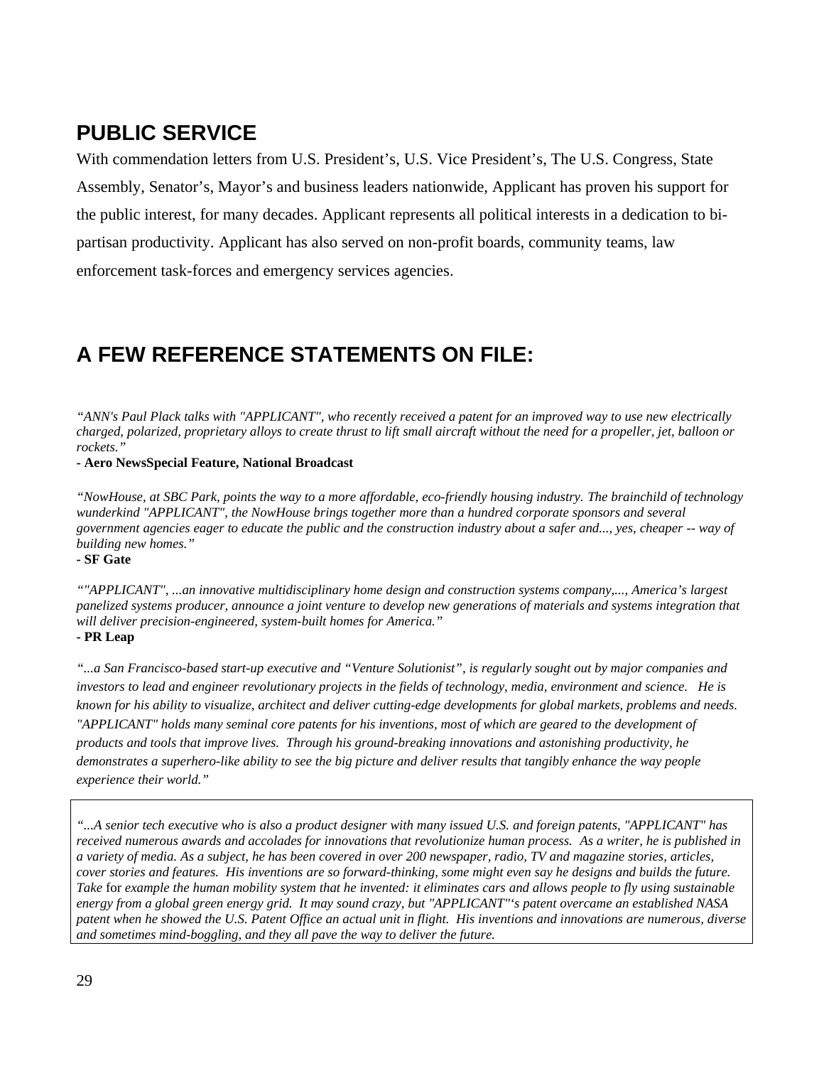## PUBLIC SERVICE

With commendation letters from U.S. President's, U.S. Vice President's, The U.S. Congress, State Assembly, Senator's, Mayor's and business leaders nationwide, Applicant has proven his support for the public interest, for many decades. Applicant represents all political interests in a dedication to bi-partisan productivity. Applicant has also served on non-profit boards, community teams, law enforcement task-forces and emergency services agencies.

## A FEW REFERENCE STATEMENTS ON FILE:

*"ANN's Paul Plack talks with "APPLICANT", who recently received a patent for an improved way to use new electrically charged, polarized, proprietary alloys to create thrust to lift small aircraft without the need for a propeller, jet, balloon or rockets."*

**- Aero NewsSpecial Feature, National Broadcast**

*"NowHouse, at SBC Park, points the way to a more affordable, eco-friendly housing industry. The brainchild of technology wunderkind "APPLICANT", the NowHouse brings together more than a hundred corporate sponsors and several government agencies eager to educate the public and the construction industry about a safer and..., yes, cheaper -- way of building new homes."*

**- SF Gate**

*""APPLICANT", ...an innovative multidisciplinary home design and construction systems company,..., America's largest panelized systems producer, announce a joint venture to develop new generations of materials and systems integration that will deliver precision-engineered, system-built homes for America."*

**- PR Leap**

*"...a San Francisco-based start-up executive and "Venture Solutionist", is regularly sought out by major companies and investors to lead and engineer revolutionary projects in the fields of technology, media, environment and science. He is known for his ability to visualize, architect and deliver cutting-edge developments for global markets, problems and needs. "APPLICANT" holds many seminal core patents for his inventions, most of which are geared to the development of products and tools that improve lives. Through his ground-breaking innovations and astonishing productivity, he demonstrates a superhero-like ability to see the big picture and deliver results that tangibly enhance the way people experience their world."*

*"...A senior tech executive who is also a product designer with many issued U.S. and foreign patents, "APPLICANT" has received numerous awards and accolades for innovations that revolutionize human process. As a writer, he is published in a variety of media. As a subject, he has been covered in over 200 newspaper, radio, TV and magazine stories, articles, cover stories and features. His inventions are so forward-thinking, some might even say he designs and builds the future. Take* for *example the human mobility system that he invented: it eliminates cars and allows people to fly using sustainable energy from a global green energy grid. It may sound crazy, but "APPLICANT"'s patent overcame an established NASA patent when he showed the U.S. Patent Office an actual unit in flight. His inventions and innovations are numerous, diverse and sometimes mind-boggling, and they all pave the way to deliver the future.*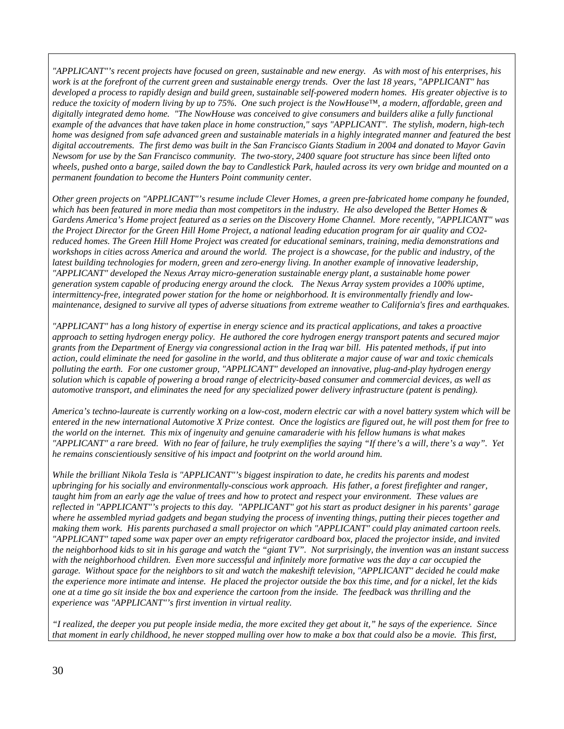*"APPLICANT"'s recent projects have focused on green, sustainable and new energy. As with most of his enterprises, his work is at the forefront of the current green and sustainable energy trends. Over the last 18 years, "APPLICANT" has developed a process to rapidly design and build green, sustainable self-powered modern homes. His greater objective is to reduce the toxicity of modern living by up to 75%. One such project is the NowHouse™, a modern, affordable, green and digitally integrated demo home. "The NowHouse was conceived to give consumers and builders alike a fully functional example of the advances that have taken place in home construction," says "APPLICANT". The stylish, modern, high-tech home was designed from safe advanced green and sustainable materials in a highly integrated manner and featured the best digital accoutrements. The first demo was built in the San Francisco Giants Stadium in 2004 and donated to Mayor Gavin Newsom for use by the San Francisco community. The two-story, 2400 square foot structure has since been lifted onto wheels, pushed onto a barge, sailed down the bay to Candlestick Park, hauled across its very own bridge and mounted on a permanent foundation to become the Hunters Point community center.*

*Other green projects on "APPLICANT"'s resume include Clever Homes, a green pre-fabricated home company he founded, which has been featured in more media than most competitors in the industry. He also developed the Better Homes & Gardens America's Home project featured as a series on the Discovery Home Channel. More recently, "APPLICANT" was the Project Director for the Green Hill Home Project, a national leading education program for air quality and CO2-reduced homes. The Green Hill Home Project was created for educational seminars, training, media demonstrations and workshops in cities across America and around the world. The project is a showcase, for the public and industry, of the latest building technologies for modern, green and zero-energy living. In another example of innovative leadership, "APPLICANT" developed the Nexus Array micro-generation sustainable energy plant, a sustainable home power generation system capable of producing energy around the clock. The Nexus Array system provides a 100% uptime, intermittency-free, integrated power station for the home or neighborhood. It is environmentally friendly and low-maintenance, designed to survive all types of adverse situations from extreme weather to California's fires and earthquakes.*

*"APPLICANT" has a long history of expertise in energy science and its practical applications, and takes a proactive approach to setting hydrogen energy policy. He authored the core hydrogen energy transport patents and secured major grants from the Department of Energy via congressional action in the Iraq war bill. His patented methods, if put into action, could eliminate the need for gasoline in the world, and thus obliterate a major cause of war and toxic chemicals polluting the earth. For one customer group, "APPLICANT" developed an innovative, plug-and-play hydrogen energy solution which is capable of powering a broad range of electricity-based consumer and commercial devices, as well as automotive transport, and eliminates the need for any specialized power delivery infrastructure (patent is pending).*

*America's techno-laureate is currently working on a low-cost, modern electric car with a novel battery system which will be entered in the new international Automotive X Prize contest. Once the logistics are figured out, he will post them for free to the world on the internet. This mix of ingenuity and genuine camaraderie with his fellow humans is what makes "APPLICANT" a rare breed. With no fear of failure, he truly exemplifies the saying "If there's a will, there's a way". Yet he remains conscientiously sensitive of his impact and footprint on the world around him.*

*While the brilliant Nikola Tesla is "APPLICANT"'s biggest inspiration to date, he credits his parents and modest upbringing for his socially and environmentally-conscious work approach. His father, a forest firefighter and ranger, taught him from an early age the value of trees and how to protect and respect your environment. These values are reflected in "APPLICANT"'s projects to this day. "APPLICANT" got his start as product designer in his parents' garage where he assembled myriad gadgets and began studying the process of inventing things, putting their pieces together and making them work. His parents purchased a small projector on which "APPLICANT" could play animated cartoon reels. "APPLICANT" taped some wax paper over an empty refrigerator cardboard box, placed the projector inside, and invited the neighborhood kids to sit in his garage and watch the "giant TV". Not surprisingly, the invention was an instant success with the neighborhood children. Even more successful and infinitely more formative was the day a car occupied the garage. Without space for the neighbors to sit and watch the makeshift television, "APPLICANT" decided he could make the experience more intimate and intense. He placed the projector outside the box this time, and for a nickel, let the kids one at a time go sit inside the box and experience the cartoon from the inside. The feedback was thrilling and the experience was "APPLICANT"'s first invention in virtual reality.*

*"I realized, the deeper you put people inside media, the more excited they get about it," he says of the experience. Since that moment in early childhood, he never stopped mulling over how to make a box that could also be a movie. This first,*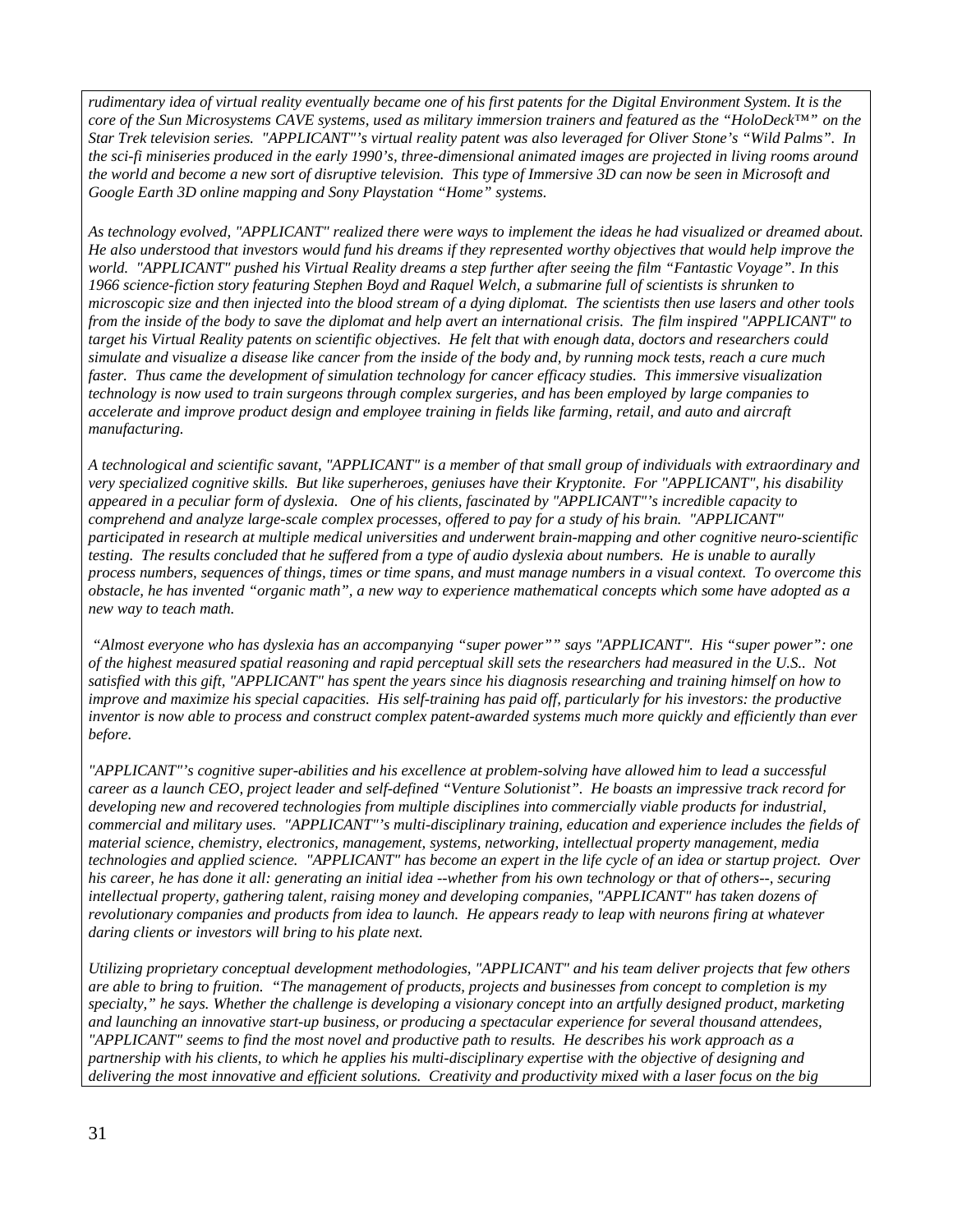*rudimentary idea of virtual reality eventually became one of his first patents for the Digital Environment System. It is the core of the Sun Microsystems CAVE systems, used as military immersion trainers and featured as the "HoloDeck™" on the Star Trek television series. "APPLICANT"'s virtual reality patent was also leveraged for Oliver Stone's "Wild Palms". In the sci-fi miniseries produced in the early 1990's, three-dimensional animated images are projected in living rooms around the world and become a new sort of disruptive television. This type of Immersive 3D can now be seen in Microsoft and Google Earth 3D online mapping and Sony Playstation "Home" systems.*

*As technology evolved, "APPLICANT" realized there were ways to implement the ideas he had visualized or dreamed about. He also understood that investors would fund his dreams if they represented worthy objectives that would help improve the world. "APPLICANT" pushed his Virtual Reality dreams a step further after seeing the film "Fantastic Voyage". In this 1966 science-fiction story featuring Stephen Boyd and Raquel Welch, a submarine full of scientists is shrunken to microscopic size and then injected into the blood stream of a dying diplomat. The scientists then use lasers and other tools from the inside of the body to save the diplomat and help avert an international crisis. The film inspired "APPLICANT" to target his Virtual Reality patents on scientific objectives. He felt that with enough data, doctors and researchers could simulate and visualize a disease like cancer from the inside of the body and, by running mock tests, reach a cure much faster. Thus came the development of simulation technology for cancer efficacy studies. This immersive visualization technology is now used to train surgeons through complex surgeries, and has been employed by large companies to accelerate and improve product design and employee training in fields like farming, retail, and auto and aircraft manufacturing.*

*A technological and scientific savant, "APPLICANT" is a member of that small group of individuals with extraordinary and very specialized cognitive skills. But like superheroes, geniuses have their Kryptonite. For "APPLICANT", his disability appeared in a peculiar form of dyslexia. One of his clients, fascinated by "APPLICANT"'s incredible capacity to comprehend and analyze large-scale complex processes, offered to pay for a study of his brain. "APPLICANT" participated in research at multiple medical universities and underwent brain-mapping and other cognitive neuro-scientific testing. The results concluded that he suffered from a type of audio dyslexia about numbers. He is unable to aurally process numbers, sequences of things, times or time spans, and must manage numbers in a visual context. To overcome this obstacle, he has invented "organic math", a new way to experience mathematical concepts which some have adopted as a new way to teach math.*

*"Almost everyone who has dyslexia has an accompanying "super power"" says "APPLICANT". His "super power": one of the highest measured spatial reasoning and rapid perceptual skill sets the researchers had measured in the U.S.. Not satisfied with this gift, "APPLICANT" has spent the years since his diagnosis researching and training himself on how to improve and maximize his special capacities. His self-training has paid off, particularly for his investors: the productive inventor is now able to process and construct complex patent-awarded systems much more quickly and efficiently than ever before.*

*"APPLICANT"'s cognitive super-abilities and his excellence at problem-solving have allowed him to lead a successful career as a launch CEO, project leader and self-defined "Venture Solutionist". He boasts an impressive track record for developing new and recovered technologies from multiple disciplines into commercially viable products for industrial, commercial and military uses. "APPLICANT"'s multi-disciplinary training, education and experience includes the fields of material science, chemistry, electronics, management, systems, networking, intellectual property management, media technologies and applied science. "APPLICANT" has become an expert in the life cycle of an idea or startup project. Over his career, he has done it all: generating an initial idea --whether from his own technology or that of others--, securing intellectual property, gathering talent, raising money and developing companies, "APPLICANT" has taken dozens of revolutionary companies and products from idea to launch. He appears ready to leap with neurons firing at whatever daring clients or investors will bring to his plate next.*

*Utilizing proprietary conceptual development methodologies, "APPLICANT" and his team deliver projects that few others are able to bring to fruition. "The management of products, projects and businesses from concept to completion is my specialty," he says. Whether the challenge is developing a visionary concept into an artfully designed product, marketing and launching an innovative start-up business, or producing a spectacular experience for several thousand attendees, "APPLICANT" seems to find the most novel and productive path to results. He describes his work approach as a partnership with his clients, to which he applies his multi-disciplinary expertise with the objective of designing and delivering the most innovative and efficient solutions. Creativity and productivity mixed with a laser focus on the big*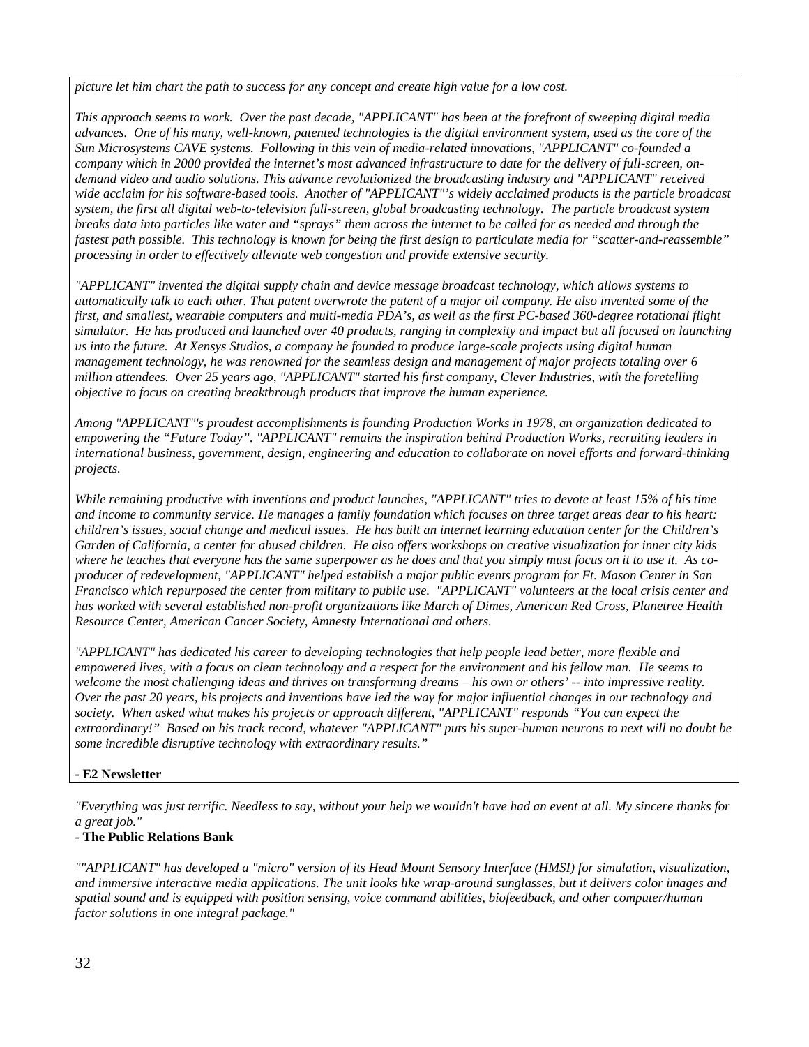*picture let him chart the path to success for any concept and create high value for a low cost.*

*This approach seems to work. Over the past decade, "APPLICANT" has been at the forefront of sweeping digital media advances. One of his many, well-known, patented technologies is the digital environment system, used as the core of the Sun Microsystems CAVE systems. Following in this vein of media-related innovations, "APPLICANT" co-founded a company which in 2000 provided the internet's most advanced infrastructure to date for the delivery of full-screen, on-demand video and audio solutions. This advance revolutionized the broadcasting industry and "APPLICANT" received wide acclaim for his software-based tools. Another of "APPLICANT"'s widely acclaimed products is the particle broadcast system, the first all digital web-to-television full-screen, global broadcasting technology. The particle broadcast system breaks data into particles like water and "sprays" them across the internet to be called for as needed and through the fastest path possible. This technology is known for being the first design to particulate media for "scatter-and-reassemble" processing in order to effectively alleviate web congestion and provide extensive security.*

*"APPLICANT" invented the digital supply chain and device message broadcast technology, which allows systems to automatically talk to each other. That patent overwrote the patent of a major oil company. He also invented some of the first, and smallest, wearable computers and multi-media PDA's, as well as the first PC-based 360-degree rotational flight simulator. He has produced and launched over 40 products, ranging in complexity and impact but all focused on launching us into the future. At Xensys Studios, a company he founded to produce large-scale projects using digital human management technology, he was renowned for the seamless design and management of major projects totaling over 6 million attendees. Over 25 years ago, "APPLICANT" started his first company, Clever Industries, with the foretelling objective to focus on creating breakthrough products that improve the human experience.*

*Among "APPLICANT"'s proudest accomplishments is founding Production Works in 1978, an organization dedicated to empowering the "Future Today". "APPLICANT" remains the inspiration behind Production Works, recruiting leaders in international business, government, design, engineering and education to collaborate on novel efforts and forward-thinking projects.*

*While remaining productive with inventions and product launches, "APPLICANT" tries to devote at least 15% of his time and income to community service. He manages a family foundation which focuses on three target areas dear to his heart: children's issues, social change and medical issues. He has built an internet learning education center for the Children's Garden of California, a center for abused children. He also offers workshops on creative visualization for inner city kids where he teaches that everyone has the same superpower as he does and that you simply must focus on it to use it. As co-producer of redevelopment, "APPLICANT" helped establish a major public events program for Ft. Mason Center in San Francisco which repurposed the center from military to public use. "APPLICANT" volunteers at the local crisis center and has worked with several established non-profit organizations like March of Dimes, American Red Cross, Planetree Health Resource Center, American Cancer Society, Amnesty International and others.*

*"APPLICANT" has dedicated his career to developing technologies that help people lead better, more flexible and empowered lives, with a focus on clean technology and a respect for the environment and his fellow man. He seems to welcome the most challenging ideas and thrives on transforming dreams – his own or others' -- into impressive reality. Over the past 20 years, his projects and inventions have led the way for major influential changes in our technology and society. When asked what makes his projects or approach different, "APPLICANT" responds "You can expect the extraordinary!" Based on his track record, whatever "APPLICANT" puts his super-human neurons to next will no doubt be some incredible disruptive technology with extraordinary results."*

**- E2 Newsletter**

*"Everything was just terrific. Needless to say, without your help we wouldn't have had an event at all. My sincere thanks for a great job."*

**- The Public Relations Bank**

*""APPLICANT" has developed a "micro" version of its Head Mount Sensory Interface (HMSI) for simulation, visualization, and immersive interactive media applications. The unit looks like wrap-around sunglasses, but it delivers color images and spatial sound and is equipped with position sensing, voice command abilities, biofeedback, and other computer/human factor solutions in one integral package."*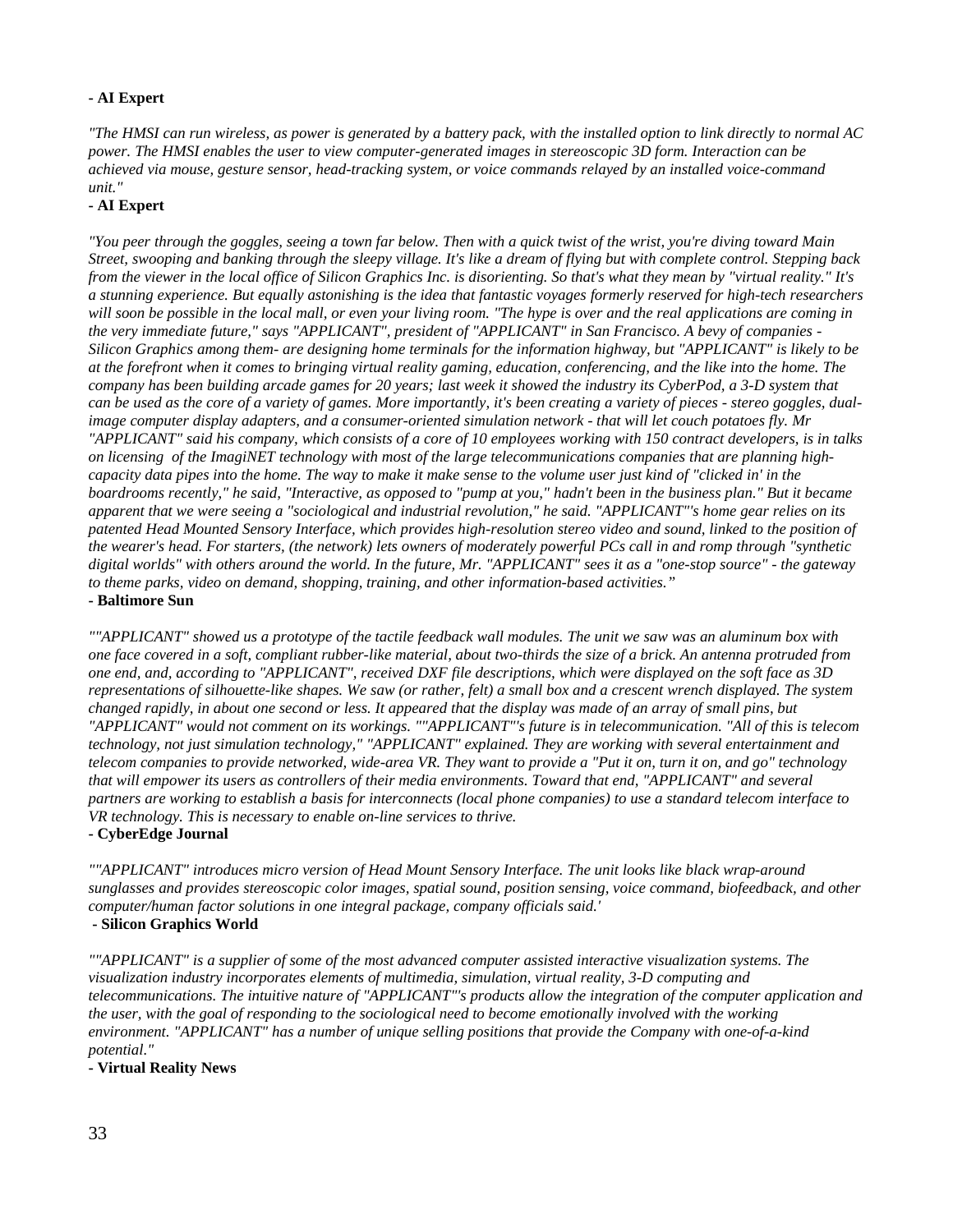**- AI Expert**

*"The HMSI can run wireless, as power is generated by a battery pack, with the installed option to link directly to normal AC power. The HMSI enables the user to view computer-generated images in stereoscopic 3D form. Interaction can be achieved via mouse, gesture sensor, head-tracking system, or voice commands relayed by an installed voice-command unit."*

**- AI Expert**

*"You peer through the goggles, seeing a town far below. Then with a quick twist of the wrist, you're diving toward Main Street, swooping and banking through the sleepy village. It's like a dream of flying but with complete control. Stepping back from the viewer in the local office of Silicon Graphics Inc. is disorienting. So that's what they mean by "virtual reality." It's a stunning experience. But equally astonishing is the idea that fantastic voyages formerly reserved for high-tech researchers will soon be possible in the local mall, or even your living room. "The hype is over and the real applications are coming in the very immediate future," says "APPLICANT", president of "APPLICANT" in San Francisco. A bevy of companies - Silicon Graphics among them- are designing home terminals for the information highway, but "APPLICANT" is likely to be at the forefront when it comes to bringing virtual reality gaming, education, conferencing, and the like into the home. The company has been building arcade games for 20 years; last week it showed the industry its CyberPod, a 3-D system that can be used as the core of a variety of games. More importantly, it's been creating a variety of pieces - stereo goggles, dual-image computer display adapters, and a consumer-oriented simulation network - that will let couch potatoes fly. Mr "APPLICANT" said his company, which consists of a core of 10 employees working with 150 contract developers, is in talks on licensing of the ImagiNET technology with most of the large telecommunications companies that are planning high-capacity data pipes into the home. The way to make it make sense to the volume user just kind of "clicked in' in the boardrooms recently," he said, "Interactive, as opposed to "pump at you," hadn't been in the business plan." But it became apparent that we were seeing a "sociological and industrial revolution," he said. "APPLICANT"'s home gear relies on its patented Head Mounted Sensory Interface, which provides high-resolution stereo video and sound, linked to the position of the wearer's head. For starters, (the network) lets owners of moderately powerful PCs call in and romp through "synthetic digital worlds" with others around the world. In the future, Mr. "APPLICANT" sees it as a "one-stop source" - the gateway to theme parks, video on demand, shopping, training, and other information-based activities."*

**- Baltimore Sun**

*""APPLICANT" showed us a prototype of the tactile feedback wall modules. The unit we saw was an aluminum box with one face covered in a soft, compliant rubber-like material, about two-thirds the size of a brick. An antenna protruded from one end, and, according to "APPLICANT", received DXF file descriptions, which were displayed on the soft face as 3D representations of silhouette-like shapes. We saw (or rather, felt) a small box and a crescent wrench displayed. The system changed rapidly, in about one second or less. It appeared that the display was made of an array of small pins, but "APPLICANT" would not comment on its workings. ""APPLICANT"'s future is in telecommunication. "All of this is telecom technology, not just simulation technology," "APPLICANT" explained. They are working with several entertainment and telecom companies to provide networked, wide-area VR. They want to provide a "Put it on, turn it on, and go" technology that will empower its users as controllers of their media environments. Toward that end, "APPLICANT" and several partners are working to establish a basis for interconnects (local phone companies) to use a standard telecom interface to VR technology. This is necessary to enable on-line services to thrive.*

**- CyberEdge Journal**

*""APPLICANT" introduces micro version of Head Mount Sensory Interface. The unit looks like black wrap-around sunglasses and provides stereoscopic color images, spatial sound, position sensing, voice command, biofeedback, and other computer/human factor solutions in one integral package, company officials said.'*

**- Silicon Graphics World**

*""APPLICANT" is a supplier of some of the most advanced computer assisted interactive visualization systems. The visualization industry incorporates elements of multimedia, simulation, virtual reality, 3-D computing and telecommunications. The intuitive nature of "APPLICANT"'s products allow the integration of the computer application and the user, with the goal of responding to the sociological need to become emotionally involved with the working environment. "APPLICANT" has a number of unique selling positions that provide the Company with one-of-a-kind potential."*

**- Virtual Reality News**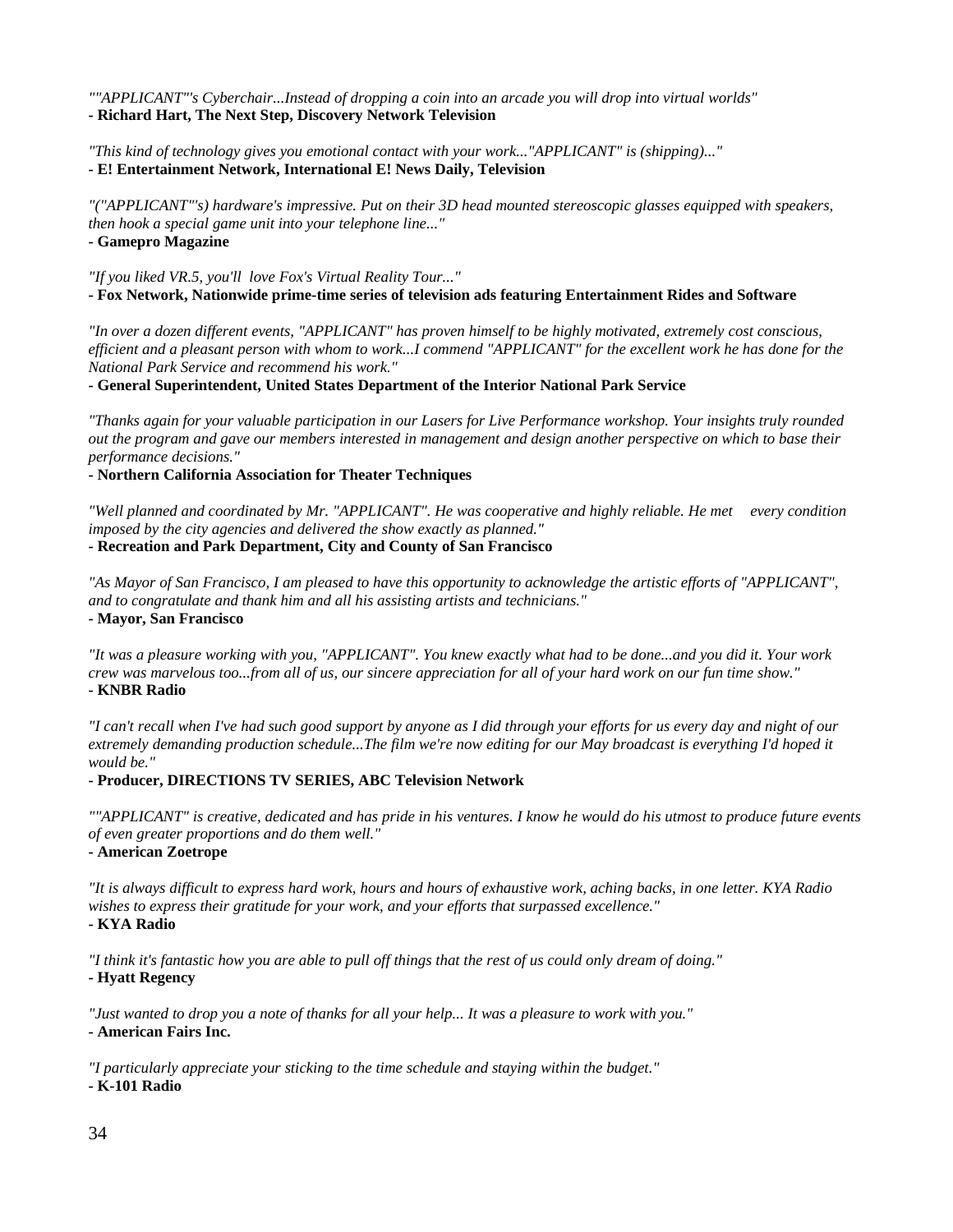*""APPLICANT"'s Cyberchair...Instead of dropping a coin into an arcade you will drop into virtual worlds"*
**- Richard Hart, The Next Step, Discovery Network Television**

*"This kind of technology gives you emotional contact with your work..."APPLICANT" is (shipping)..."*
**- E! Entertainment Network, International E! News Daily, Television**

*"("APPLICANT"'s) hardware's impressive. Put on their 3D head mounted stereoscopic glasses equipped with speakers, then hook a special game unit into your telephone line..."*
**- Gamepro Magazine**

*"If you liked VR.5, you'll love Fox's Virtual Reality Tour..."*
**- Fox Network, Nationwide prime-time series of television ads featuring Entertainment Rides and Software**

*"In over a dozen different events, "APPLICANT" has proven himself to be highly motivated, extremely cost conscious, efficient and a pleasant person with whom to work...I commend "APPLICANT" for the excellent work he has done for the National Park Service and recommend his work."*
**- General Superintendent, United States Department of the Interior National Park Service**

*"Thanks again for your valuable participation in our Lasers for Live Performance workshop. Your insights truly rounded out the program and gave our members interested in management and design another perspective on which to base their performance decisions."*
**- Northern California Association for Theater Techniques**

*"Well planned and coordinated by Mr. "APPLICANT". He was cooperative and highly reliable. He met every condition imposed by the city agencies and delivered the show exactly as planned."*
**- Recreation and Park Department, City and County of San Francisco**

*"As Mayor of San Francisco, I am pleased to have this opportunity to acknowledge the artistic efforts of "APPLICANT", and to congratulate and thank him and all his assisting artists and technicians."*
**- Mayor, San Francisco**

*"It was a pleasure working with you, "APPLICANT". You knew exactly what had to be done...and you did it. Your work crew was marvelous too...from all of us, our sincere appreciation for all of your hard work on our fun time show."*
**- KNBR Radio**

*"I can't recall when I've had such good support by anyone as I did through your efforts for us every day and night of our extremely demanding production schedule...The film we're now editing for our May broadcast is everything I'd hoped it would be."*
**- Producer, DIRECTIONS TV SERIES, ABC Television Network**

*""APPLICANT" is creative, dedicated and has pride in his ventures. I know he would do his utmost to produce future events of even greater proportions and do them well."*
**- American Zoetrope**

*"It is always difficult to express hard work, hours and hours of exhaustive work, aching backs, in one letter. KYA Radio wishes to express their gratitude for your work, and your efforts that surpassed excellence."*
**- KYA Radio**

*"I think it's fantastic how you are able to pull off things that the rest of us could only dream of doing."*
**- Hyatt Regency**

*"Just wanted to drop you a note of thanks for all your help... It was a pleasure to work with you."*
**- American Fairs Inc.**

*"I particularly appreciate your sticking to the time schedule and staying within the budget."*
**- K-101 Radio**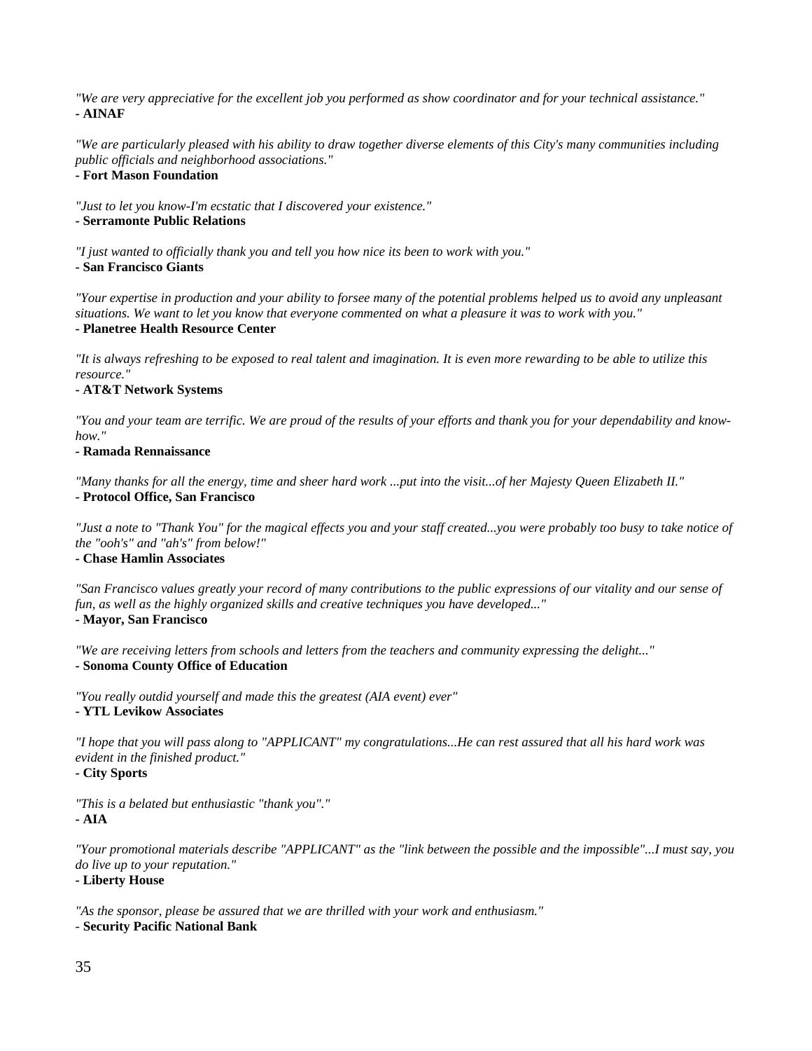*"We are very appreciative for the excellent job you performed as show coordinator and for your technical assistance."*
**- AINAF**

*"We are particularly pleased with his ability to draw together diverse elements of this City's many communities including public officials and neighborhood associations."*
**- Fort Mason Foundation**

*"Just to let you know-I'm ecstatic that I discovered your existence."*
**- Serramonte Public Relations**

*"I just wanted to officially thank you and tell you how nice its been to work with you."*
**- San Francisco Giants**

*"Your expertise in production and your ability to forsee many of the potential problems helped us to avoid any unpleasant situations. We want to let you know that everyone commented on what a pleasure it was to work with you."*
**- Planetree Health Resource Center**

*"It is always refreshing to be exposed to real talent and imagination. It is even more rewarding to be able to utilize this resource."*
**- AT&T Network Systems**

*"You and your team are terrific. We are proud of the results of your efforts and thank you for your dependability and know-how."*
**- Ramada Rennaissance**

*"Many thanks for all the energy, time and sheer hard work ...put into the visit...of her Majesty Queen Elizabeth II."*
**- Protocol Office, San Francisco**

*"Just a note to "Thank You" for the magical effects you and your staff created...you were probably too busy to take notice of the "ooh's" and "ah's" from below!"*
**- Chase Hamlin Associates**

*"San Francisco values greatly your record of many contributions to the public expressions of our vitality and our sense of fun, as well as the highly organized skills and creative techniques you have developed..."*
**- Mayor, San Francisco**

*"We are receiving letters from schools and letters from the teachers and community expressing the delight..."*
**- Sonoma County Office of Education**

*"You really outdid yourself and made this the greatest (AIA event) ever"*
**- YTL Levikow Associates**

*"I hope that you will pass along to "APPLICANT" my congratulations...He can rest assured that all his hard work was evident in the finished product."*
**- City Sports**

*"This is a belated but enthusiastic "thank you"."*
**- AIA**

*"Your promotional materials describe "APPLICANT" as the "link between the possible and the impossible"...I must say, you do live up to your reputation."*
**- Liberty House**

*"As the sponsor, please be assured that we are thrilled with your work and enthusiasm."*
**- Security Pacific National Bank**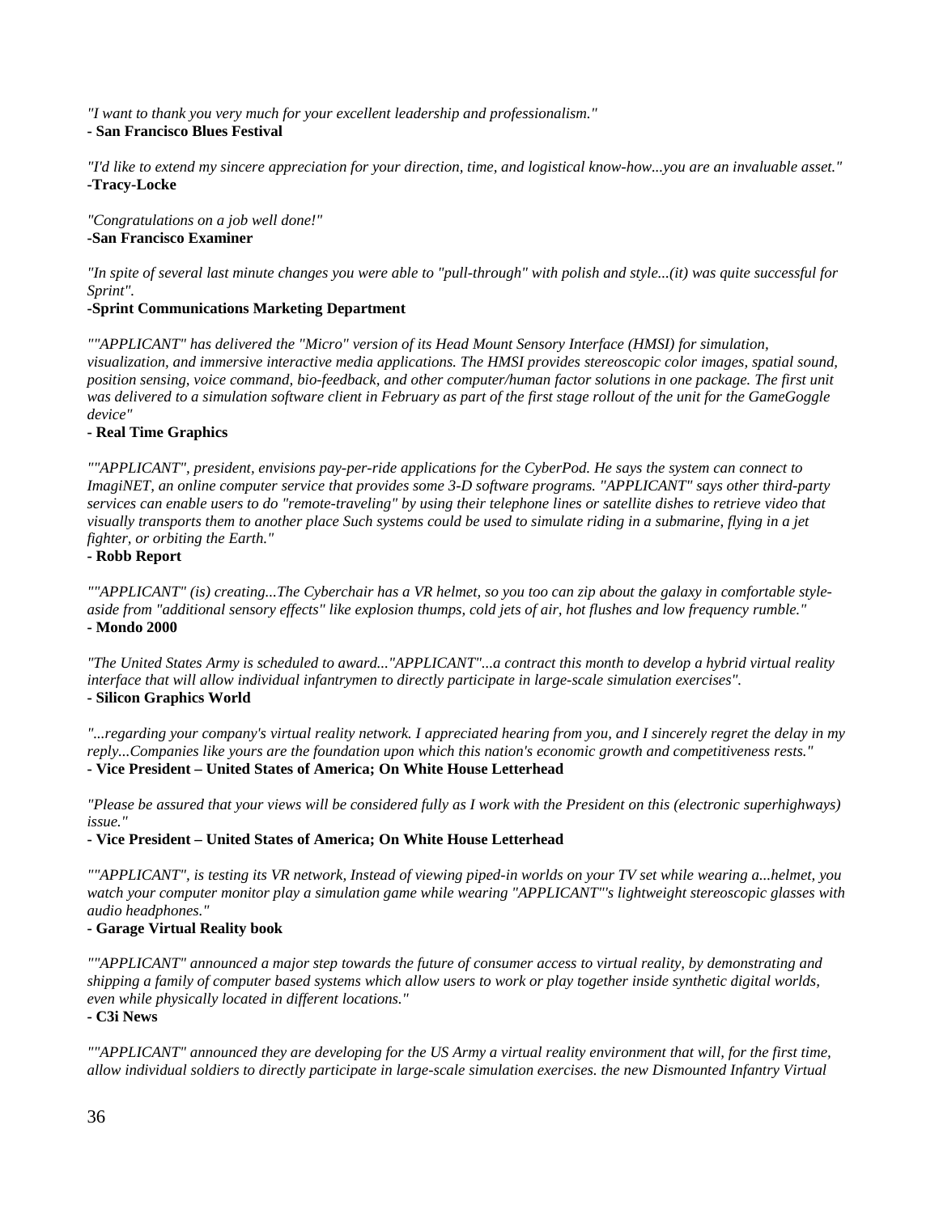*"I want to thank you very much for your excellent leadership and professionalism."*
**- San Francisco Blues Festival**

*"I'd like to extend my sincere appreciation for your direction, time, and logistical know-how...you are an invaluable asset."*
**-Tracy-Locke**

*"Congratulations on a job well done!"*
**-San Francisco Examiner**

*"In spite of several last minute changes you were able to "pull-through" with polish and style...(it) was quite successful for Sprint".*
**-Sprint Communications Marketing Department**

*""APPLICANT" has delivered the "Micro" version of its Head Mount Sensory Interface (HMSI) for simulation, visualization, and immersive interactive media applications. The HMSI provides stereoscopic color images, spatial sound, position sensing, voice command, bio-feedback, and other computer/human factor solutions in one package. The first unit was delivered to a simulation software client in February as part of the first stage rollout of the unit for the GameGoggle device"*
**- Real Time Graphics**

*""APPLICANT", president, envisions pay-per-ride applications for the CyberPod. He says the system can connect to ImagiNET, an online computer service that provides some 3-D software programs. "APPLICANT" says other third-party services can enable users to do "remote-traveling" by using their telephone lines or satellite dishes to retrieve video that visually transports them to another place Such systems could be used to simulate riding in a submarine, flying in a jet fighter, or orbiting the Earth."*
**- Robb Report**

*""APPLICANT" (is) creating...The Cyberchair has a VR helmet, so you too can zip about the galaxy in comfortable style-aside from "additional sensory effects" like explosion thumps, cold jets of air, hot flushes and low frequency rumble."*
**- Mondo 2000**

*"The United States Army is scheduled to award..."APPLICANT"...a contract this month to develop a hybrid virtual reality interface that will allow individual infantrymen to directly participate in large-scale simulation exercises".*
**- Silicon Graphics World**

*"...regarding your company's virtual reality network. I appreciated hearing from you, and I sincerely regret the delay in my reply...Companies like yours are the foundation upon which this nation's economic growth and competitiveness rests."*
**- Vice President – United States of America; On White House Letterhead**

*"Please be assured that your views will be considered fully as I work with the President on this (electronic superhighways) issue."*
**- Vice President – United States of America; On White House Letterhead**

*""APPLICANT", is testing its VR network, Instead of viewing piped-in worlds on your TV set while wearing a...helmet, you watch your computer monitor play a simulation game while wearing "APPLICANT"'s lightweight stereoscopic glasses with audio headphones."*
**- Garage Virtual Reality book**

*""APPLICANT" announced a major step towards the future of consumer access to virtual reality, by demonstrating and shipping a family of computer based systems which allow users to work or play together inside synthetic digital worlds, even while physically located in different locations."*
**- C3i News**

*""APPLICANT" announced they are developing for the US Army a virtual reality environment that will, for the first time, allow individual soldiers to directly participate in large-scale simulation exercises. the new Dismounted Infantry Virtual*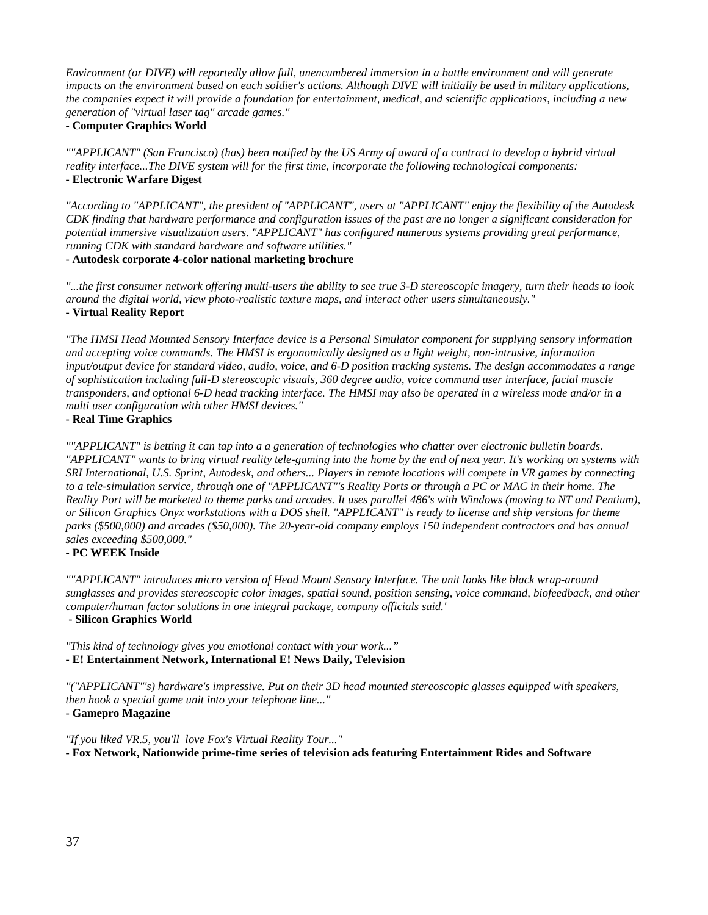*Environment (or DIVE) will reportedly allow full, unencumbered immersion in a battle environment and will generate impacts on the environment based on each soldier's actions. Although DIVE will initially be used in military applications, the companies expect it will provide a foundation for entertainment, medical, and scientific applications, including a new generation of "virtual laser tag" arcade games."*
**- Computer Graphics World**

*""APPLICANT" (San Francisco) (has) been notified by the US Army of award of a contract to develop a hybrid virtual reality interface...The DIVE system will for the first time, incorporate the following technological components:*
**- Electronic Warfare Digest**

*"According to "APPLICANT", the president of "APPLICANT", users at "APPLICANT" enjoy the flexibility of the Autodesk CDK finding that hardware performance and configuration issues of the past are no longer a significant consideration for potential immersive visualization users. "APPLICANT" has configured numerous systems providing great performance, running CDK with standard hardware and software utilities."*
**- Autodesk corporate 4-color national marketing brochure**

*"...the first consumer network offering multi-users the ability to see true 3-D stereoscopic imagery, turn their heads to look around the digital world, view photo-realistic texture maps, and interact other users simultaneously."*
**- Virtual Reality Report**

*"The HMSI Head Mounted Sensory Interface device is a Personal Simulator component for supplying sensory information and accepting voice commands. The HMSI is ergonomically designed as a light weight, non-intrusive, information input/output device for standard video, audio, voice, and 6-D position tracking systems. The design accommodates a range of sophistication including full-D stereoscopic visuals, 360 degree audio, voice command user interface, facial muscle transponders, and optional 6-D head tracking interface. The HMSI may also be operated in a wireless mode and/or in a multi user configuration with other HMSI devices."*
**- Real Time Graphics**

*""APPLICANT" is betting it can tap into a a generation of technologies who chatter over electronic bulletin boards. "APPLICANT" wants to bring virtual reality tele-gaming into the home by the end of next year. It's working on systems with SRI International, U.S. Sprint, Autodesk, and others... Players in remote locations will compete in VR games by connecting to a tele-simulation service, through one of "APPLICANT"'s Reality Ports or through a PC or MAC in their home. The Reality Port will be marketed to theme parks and arcades. It uses parallel 486's with Windows (moving to NT and Pentium), or Silicon Graphics Onyx workstations with a DOS shell. "APPLICANT" is ready to license and ship versions for theme parks ($500,000) and arcades ($50,000). The 20-year-old company employs 150 independent contractors and has annual sales exceeding $500,000."*
**- PC WEEK Inside**

*""APPLICANT" introduces micro version of Head Mount Sensory Interface. The unit looks like black wrap-around sunglasses and provides stereoscopic color images, spatial sound, position sensing, voice command, biofeedback, and other computer/human factor solutions in one integral package, company officials said.'*
**- Silicon Graphics World**

*"This kind of technology gives you emotional contact with your work..."*
**- E! Entertainment Network, International E! News Daily, Television**

*"("APPLICANT"'s) hardware's impressive. Put on their 3D head mounted stereoscopic glasses equipped with speakers, then hook a special game unit into your telephone line..."*
**- Gamepro Magazine**

*"If you liked VR.5, you'll love Fox's Virtual Reality Tour..."*
**- Fox Network, Nationwide prime-time series of television ads featuring Entertainment Rides and Software**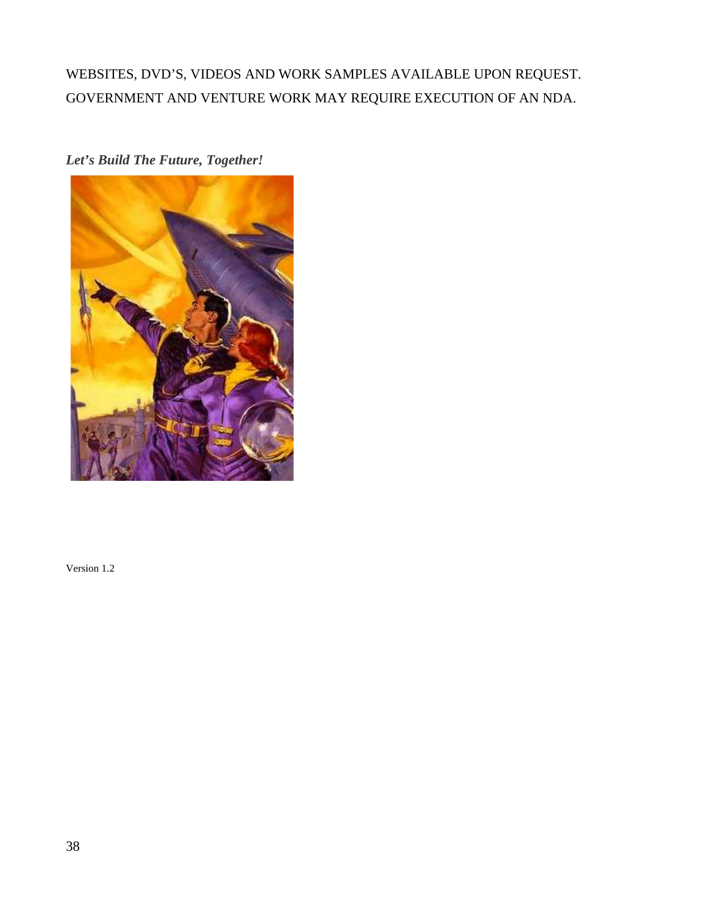WEBSITES, DVD'S, VIDEOS AND WORK SAMPLES AVAILABLE UPON REQUEST. GOVERNMENT AND VENTURE WORK MAY REQUIRE EXECUTION OF AN NDA.

***Let's Build The Future, Together!***

Version 1.2